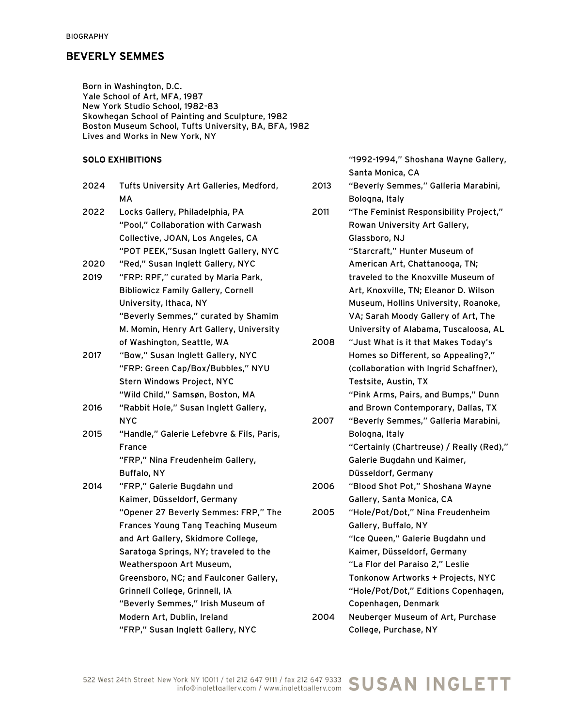BIOGRAPHY

# BEVERLY SEMMES

Born in Washington, D.C.
Yale School of Art, MFA, 1987
New York Studio School, 1982-83
Skowhegan School of Painting and Sculpture, 1982
Boston Museum School, Tufts University, BA, BFA, 1982
Lives and Works in New York, NY

## SOLO EXHIBITIONS

2024 Tufts University Art Galleries, Medford, MA

2022 Locks Gallery, Philadelphia, PA
"Pool," Collaboration with Carwash Collective, JOAN, Los Angeles, CA
"POT PEEK,"Susan Inglett Gallery, NYC

2020 "Red," Susan Inglett Gallery, NYC

2019 "FRP: RPF," curated by Maria Park, Bibliowicz Family Gallery, Cornell University, Ithaca, NY
"Beverly Semmes," curated by Shamim M. Momin, Henry Art Gallery, University of Washington, Seattle, WA

2017 "Bow," Susan Inglett Gallery, NYC
"FRP: Green Cap/Box/Bubbles," NYU Stern Windows Project, NYC
"Wild Child," Samsøn, Boston, MA

2016 "Rabbit Hole," Susan Inglett Gallery, NYC

2015 "Handle," Galerie Lefebvre & Fils, Paris, France
"FRP," Nina Freudenheim Gallery, Buffalo, NY

2014 "FRP," Galerie Bugdahn und Kaimer, Düsseldorf, Germany
"Opener 27 Beverly Semmes: FRP," The Frances Young Tang Teaching Museum and Art Gallery, Skidmore College, Saratoga Springs, NY; traveled to the Weatherspoon Art Museum, Greensboro, NC; and Faulconer Gallery, Grinnell College, Grinnell, IA
"Beverly Semmes," Irish Museum of Modern Art, Dublin, Ireland
"FRP," Susan Inglett Gallery, NYC
"1992-1994," Shoshana Wayne Gallery, Santa Monica, CA

2013 "Beverly Semmes," Galleria Marabini, Bologna, Italy

2011 "The Feminist Responsibility Project," Rowan University Art Gallery, Glassboro, NJ
"Starcraft," Hunter Museum of American Art, Chattanooga, TN; traveled to the Knoxville Museum of Art, Knoxville, TN; Eleanor D. Wilson Museum, Hollins University, Roanoke, VA; Sarah Moody Gallery of Art, The University of Alabama, Tuscaloosa, AL

2008 "Just What is it that Makes Today's Homes so Different, so Appealing?," (collaboration with Ingrid Schaffner), Testsite, Austin, TX
"Pink Arms, Pairs, and Bumps," Dunn and Brown Contemporary, Dallas, TX

2007 "Beverly Semmes," Galleria Marabini, Bologna, Italy
"Certainly (Chartreuse) / Really (Red)," Galerie Bugdahn und Kaimer, Düsseldorf, Germany

2006 "Blood Shot Pot," Shoshana Wayne Gallery, Santa Monica, CA

2005 "Hole/Pot/Dot," Nina Freudenheim Gallery, Buffalo, NY
"Ice Queen," Galerie Bugdahn und Kaimer, Düsseldorf, Germany
"La Flor del Paraiso 2," Leslie Tonkonow Artworks + Projects, NYC
"Hole/Pot/Dot," Editions Copenhagen, Copenhagen, Denmark

2004 Neuberger Museum of Art, Purchase College, Purchase, NY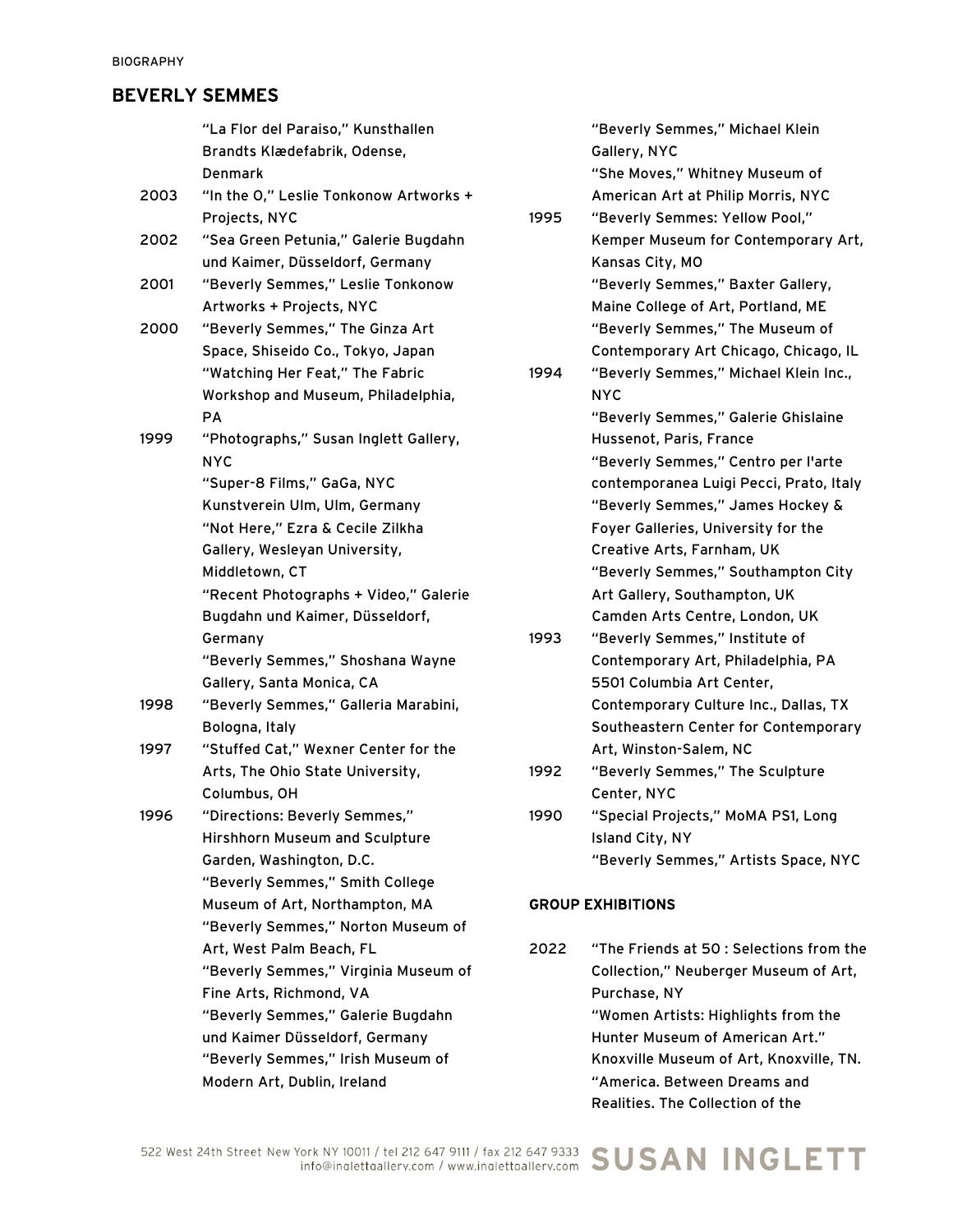BIOGRAPHY

## BEVERLY SEMMES

"La Flor del Paraiso," Kunsthallen Brandts Klædefabrik, Odense, Denmark

2003 "In the O," Leslie Tonkonow Artworks + Projects, NYC

2002 "Sea Green Petunia," Galerie Bugdahn und Kaimer, Düsseldorf, Germany

2001 "Beverly Semmes," Leslie Tonkonow Artworks + Projects, NYC

2000 "Beverly Semmes," The Ginza Art Space, Shiseido Co., Tokyo, Japan
"Watching Her Feat," The Fabric Workshop and Museum, Philadelphia, PA

1999 "Photographs," Susan Inglett Gallery, NYC
"Super-8 Films," GaGa, NYC
Kunstverein Ulm, Ulm, Germany
"Not Here," Ezra & Cecile Zilkha Gallery, Wesleyan University, Middletown, CT
"Recent Photographs + Video," Galerie Bugdahn und Kaimer, Düsseldorf, Germany
"Beverly Semmes," Shoshana Wayne Gallery, Santa Monica, CA

1998 "Beverly Semmes," Galleria Marabini, Bologna, Italy

1997 "Stuffed Cat," Wexner Center for the Arts, The Ohio State University, Columbus, OH

1996 "Directions: Beverly Semmes," Hirshhorn Museum and Sculpture Garden, Washington, D.C.
"Beverly Semmes," Smith College Museum of Art, Northampton, MA
"Beverly Semmes," Norton Museum of Art, West Palm Beach, FL
"Beverly Semmes," Virginia Museum of Fine Arts, Richmond, VA
"Beverly Semmes," Galerie Bugdahn und Kaimer Düsseldorf, Germany
"Beverly Semmes," Irish Museum of Modern Art, Dublin, Ireland
"Beverly Semmes," Michael Klein Gallery, NYC
"She Moves," Whitney Museum of American Art at Philip Morris, NYC

1995 "Beverly Semmes: Yellow Pool," Kemper Museum for Contemporary Art, Kansas City, MO
"Beverly Semmes," Baxter Gallery, Maine College of Art, Portland, ME
"Beverly Semmes," The Museum of Contemporary Art Chicago, Chicago, IL

1994 "Beverly Semmes," Michael Klein Inc., NYC
"Beverly Semmes," Galerie Ghislaine Hussenot, Paris, France
"Beverly Semmes," Centro per l'arte contemporanea Luigi Pecci, Prato, Italy
"Beverly Semmes," James Hockey & Foyer Galleries, University for the Creative Arts, Farnham, UK
"Beverly Semmes," Southampton City Art Gallery, Southampton, UK
Camden Arts Centre, London, UK

1993 "Beverly Semmes," Institute of Contemporary Art, Philadelphia, PA
5501 Columbia Art Center, Contemporary Culture Inc., Dallas, TX
Southeastern Center for Contemporary Art, Winston-Salem, NC

1992 "Beverly Semmes," The Sculpture Center, NYC

1990 "Special Projects," MoMA PS1, Long Island City, NY
"Beverly Semmes," Artists Space, NYC

### GROUP EXHIBITIONS

2022 "The Friends at 50 : Selections from the Collection," Neuberger Museum of Art, Purchase, NY
"Women Artists: Highlights from the Hunter Museum of American Art." Knoxville Museum of Art, Knoxville, TN.
"America. Between Dreams and Realities. The Collection of the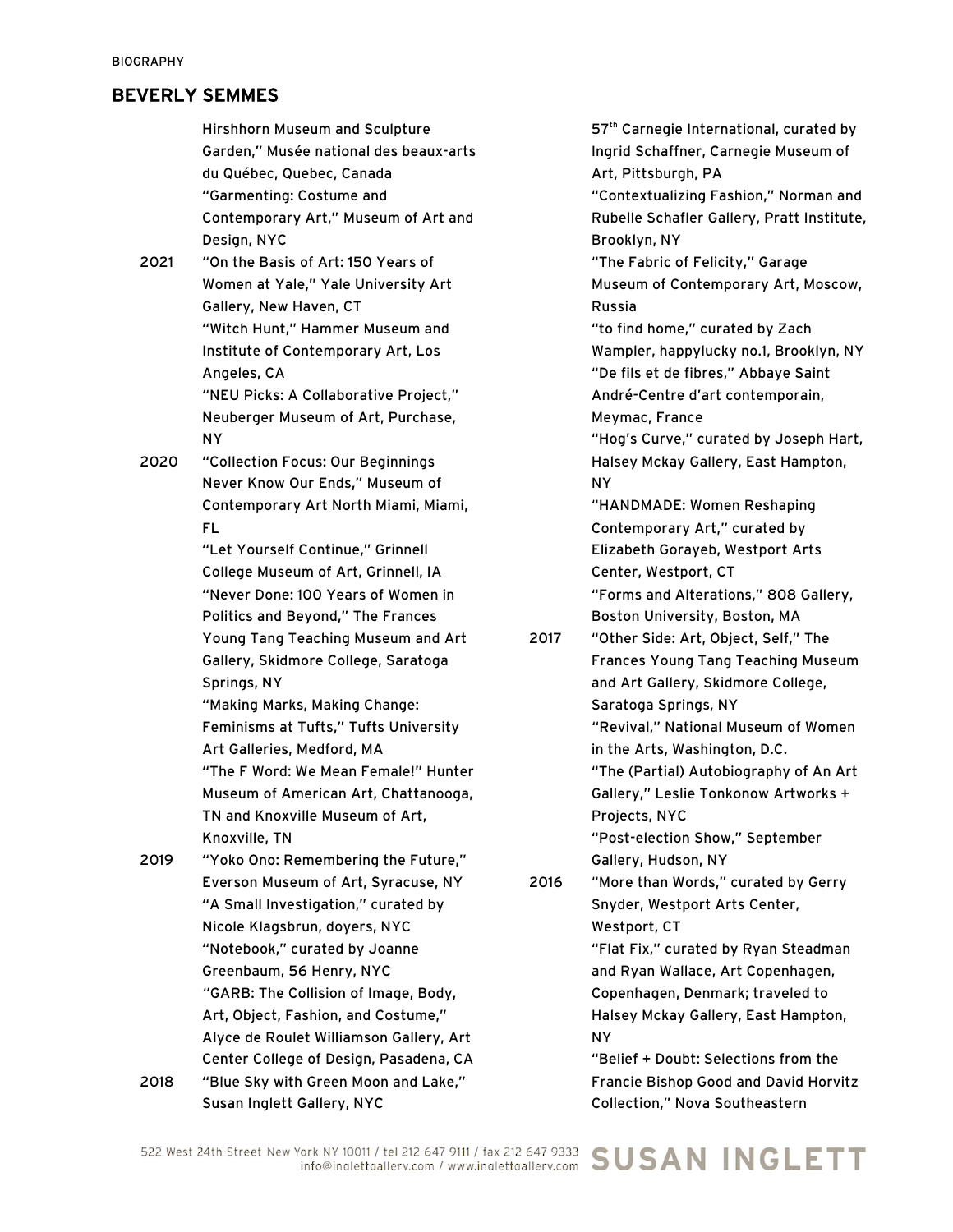BIOGRAPHY

## BEVERLY SEMMES

Hirshhorn Museum and Sculpture Garden," Musée national des beaux-arts du Québec, Quebec, Canada
"Garmenting: Costume and Contemporary Art," Museum of Art and Design, NYC

2021 "On the Basis of Art: 150 Years of Women at Yale," Yale University Art Gallery, New Haven, CT
"Witch Hunt," Hammer Museum and Institute of Contemporary Art, Los Angeles, CA
"NEU Picks: A Collaborative Project," Neuberger Museum of Art, Purchase, NY

2020 "Collection Focus: Our Beginnings Never Know Our Ends," Museum of Contemporary Art North Miami, Miami, FL
"Let Yourself Continue," Grinnell College Museum of Art, Grinnell, IA
"Never Done: 100 Years of Women in Politics and Beyond," The Frances Young Tang Teaching Museum and Art Gallery, Skidmore College, Saratoga Springs, NY
"Making Marks, Making Change: Feminisms at Tufts," Tufts University Art Galleries, Medford, MA
"The F Word: We Mean Female!" Hunter Museum of American Art, Chattanooga, TN and Knoxville Museum of Art, Knoxville, TN

2019 "Yoko Ono: Remembering the Future," Everson Museum of Art, Syracuse, NY
"A Small Investigation," curated by Nicole Klagsbrun, doyers, NYC
"Notebook," curated by Joanne Greenbaum, 56 Henry, NYC
"GARB: The Collision of Image, Body, Art, Object, Fashion, and Costume," Alyce de Roulet Williamson Gallery, Art Center College of Design, Pasadena, CA

2018 "Blue Sky with Green Moon and Lake," Susan Inglett Gallery, NYC
57th Carnegie International, curated by Ingrid Schaffner, Carnegie Museum of Art, Pittsburgh, PA
"Contextualizing Fashion," Norman and Rubelle Schafler Gallery, Pratt Institute, Brooklyn, NY
"The Fabric of Felicity," Garage Museum of Contemporary Art, Moscow, Russia
"to find home," curated by Zach Wampler, happylucky no.1, Brooklyn, NY
"De fils et de fibres," Abbaye Saint André-Centre d'art contemporain, Meymac, France
"Hog's Curve," curated by Joseph Hart, Halsey Mckay Gallery, East Hampton, NY
"HANDMADE: Women Reshaping Contemporary Art," curated by Elizabeth Gorayeb, Westport Arts Center, Westport, CT
"Forms and Alterations," 808 Gallery, Boston University, Boston, MA

2017 "Other Side: Art, Object, Self," The Frances Young Tang Teaching Museum and Art Gallery, Skidmore College, Saratoga Springs, NY
"Revival," National Museum of Women in the Arts, Washington, D.C.
"The (Partial) Autobiography of An Art Gallery," Leslie Tonkonow Artworks + Projects, NYC
"Post-election Show," September Gallery, Hudson, NY

2016 "More than Words," curated by Gerry Snyder, Westport Arts Center, Westport, CT
"Flat Fix," curated by Ryan Steadman and Ryan Wallace, Art Copenhagen, Copenhagen, Denmark; traveled to Halsey Mckay Gallery, East Hampton, NY
"Belief + Doubt: Selections from the Francie Bishop Good and David Horvitz Collection," Nova Southeastern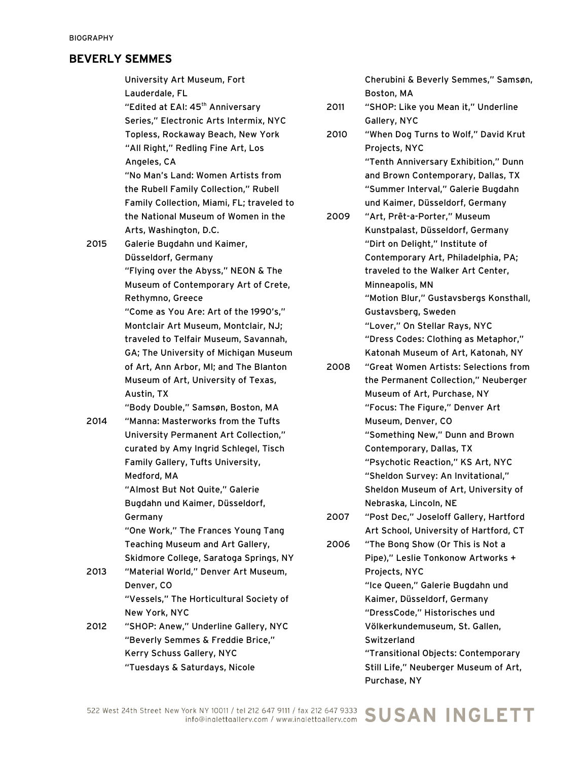BIOGRAPHY

## BEVERLY SEMMES

University Art Museum, Fort Lauderdale, FL
"Edited at EAI: 45th Anniversary Series," Electronic Arts Intermix, NYC
Topless, Rockaway Beach, New York
"All Right," Redling Fine Art, Los Angeles, CA
"No Man's Land: Women Artists from the Rubell Family Collection," Rubell Family Collection, Miami, FL; traveled to the National Museum of Women in the Arts, Washington, D.C.

2015 Galerie Bugdahn und Kaimer, Düsseldorf, Germany
"Flying over the Abyss," NEON & The Museum of Contemporary Art of Crete, Rethymno, Greece
"Come as You Are: Art of the 1990's," Montclair Art Museum, Montclair, NJ; traveled to Telfair Museum, Savannah, GA; The University of Michigan Museum of Art, Ann Arbor, MI; and The Blanton Museum of Art, University of Texas, Austin, TX
"Body Double," Samsøn, Boston, MA

2014 "Manna: Masterworks from the Tufts University Permanent Art Collection," curated by Amy Ingrid Schlegel, Tisch Family Gallery, Tufts University, Medford, MA
"Almost But Not Quite," Galerie Bugdahn und Kaimer, Düsseldorf, Germany
"One Work," The Frances Young Tang Teaching Museum and Art Gallery, Skidmore College, Saratoga Springs, NY

2013 "Material World," Denver Art Museum, Denver, CO
"Vessels," The Horticultural Society of New York, NYC

2012 "SHOP: Anew," Underline Gallery, NYC
"Beverly Semmes & Freddie Brice," Kerry Schuss Gallery, NYC
"Tuesdays & Saturdays, Nicole Cherubini & Beverly Semmes," Samsøn, Boston, MA

2011 "SHOP: Like you Mean it," Underline Gallery, NYC

2010 "When Dog Turns to Wolf," David Krut Projects, NYC
"Tenth Anniversary Exhibition," Dunn and Brown Contemporary, Dallas, TX
"Summer Interval," Galerie Bugdahn und Kaimer, Düsseldorf, Germany

2009 "Art, Prêt-a-Porter," Museum Kunstpalast, Düsseldorf, Germany
"Dirt on Delight," Institute of Contemporary Art, Philadelphia, PA; traveled to the Walker Art Center, Minneapolis, MN
"Motion Blur," Gustavsbergs Konsthall, Gustavsberg, Sweden
"Lover," On Stellar Rays, NYC
"Dress Codes: Clothing as Metaphor," Katonah Museum of Art, Katonah, NY

2008 "Great Women Artists: Selections from the Permanent Collection," Neuberger Museum of Art, Purchase, NY
"Focus: The Figure," Denver Art Museum, Denver, CO
"Something New," Dunn and Brown Contemporary, Dallas, TX
"Psychotic Reaction," KS Art, NYC
"Sheldon Survey: An Invitational," Sheldon Museum of Art, University of Nebraska, Lincoln, NE

2007 "Post Dec," Joseloff Gallery, Hartford Art School, University of Hartford, CT

2006 "The Bong Show (Or This is Not a Pipe)," Leslie Tonkonow Artworks + Projects, NYC
"Ice Queen," Galerie Bugdahn und Kaimer, Düsseldorf, Germany
"DressCode," Historisches und Völkerkundemuseum, St. Gallen, Switzerland
"Transitional Objects: Contemporary Still Life," Neuberger Museum of Art, Purchase, NY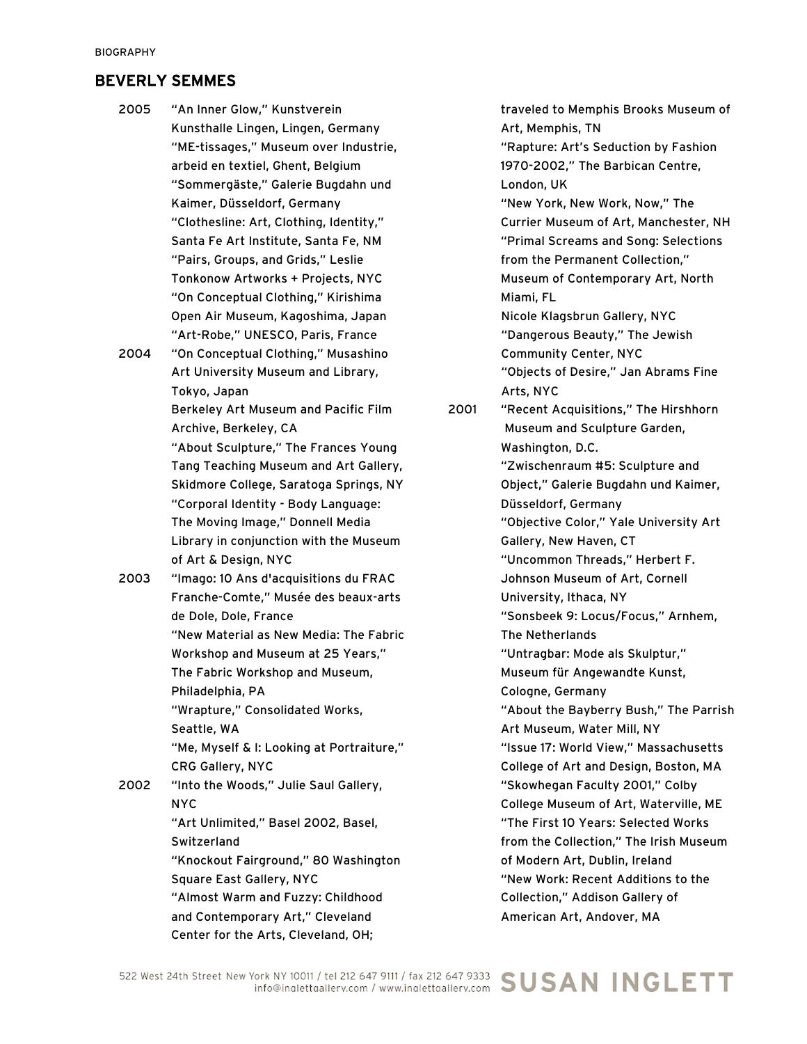BIOGRAPHY

## BEVERLY SEMMES

**2005**

"An Inner Glow," Kunstverein Kunsthalle Lingen, Lingen, Germany
"ME-tissages," Museum over Industrie, arbeid en textiel, Ghent, Belgium
"Sommergäste," Galerie Bugdahn und Kaimer, Düsseldorf, Germany
"Clothesline: Art, Clothing, Identity," Santa Fe Art Institute, Santa Fe, NM
"Pairs, Groups, and Grids," Leslie Tonkonow Artworks + Projects, NYC
"On Conceptual Clothing," Kirishima Open Air Museum, Kagoshima, Japan
"Art-Robe," UNESCO, Paris, France

**2004**

"On Conceptual Clothing," Musashino Art University Museum and Library, Tokyo, Japan
Berkeley Art Museum and Pacific Film Archive, Berkeley, CA
"About Sculpture," The Frances Young Tang Teaching Museum and Art Gallery, Skidmore College, Saratoga Springs, NY
"Corporal Identity - Body Language: The Moving Image," Donnell Media Library in conjunction with the Museum of Art & Design, NYC

**2003**

"Imago: 10 Ans d'acquisitions du FRAC Franche-Comte," Musée des beaux-arts de Dole, Dole, France
"New Material as New Media: The Fabric Workshop and Museum at 25 Years," The Fabric Workshop and Museum, Philadelphia, PA
"Wrapture," Consolidated Works, Seattle, WA
"Me, Myself & I: Looking at Portraiture," CRG Gallery, NYC

**2002**

"Into the Woods," Julie Saul Gallery, NYC
"Art Unlimited," Basel 2002, Basel, Switzerland
"Knockout Fairground," 80 Washington Square East Gallery, NYC
"Almost Warm and Fuzzy: Childhood and Contemporary Art," Cleveland Center for the Arts, Cleveland, OH; traveled to Memphis Brooks Museum of Art, Memphis, TN
"Rapture: Art's Seduction by Fashion 1970-2002," The Barbican Centre, London, UK
"New York, New Work, Now," The Currier Museum of Art, Manchester, NH
"Primal Screams and Song: Selections from the Permanent Collection," Museum of Contemporary Art, North Miami, FL
Nicole Klagsbrun Gallery, NYC
"Dangerous Beauty," The Jewish Community Center, NYC
"Objects of Desire," Jan Abrams Fine Arts, NYC

**2001**

"Recent Acquisitions," The Hirshhorn Museum and Sculpture Garden, Washington, D.C.
"Zwischenraum #5: Sculpture and Object," Galerie Bugdahn und Kaimer, Düsseldorf, Germany
"Objective Color," Yale University Art Gallery, New Haven, CT
"Uncommon Threads," Herbert F. Johnson Museum of Art, Cornell University, Ithaca, NY
"Sonsbeek 9: Locus/Focus," Arnhem, The Netherlands
"Untragbar: Mode als Skulptur," Museum für Angewandte Kunst, Cologne, Germany
"About the Bayberry Bush," The Parrish Art Museum, Water Mill, NY
"Issue 17: World View," Massachusetts College of Art and Design, Boston, MA
"Skowhegan Faculty 2001," Colby College Museum of Art, Waterville, ME
"The First 10 Years: Selected Works from the Collection," The Irish Museum of Modern Art, Dublin, Ireland
"New Work: Recent Additions to the Collection," Addison Gallery of American Art, Andover, MA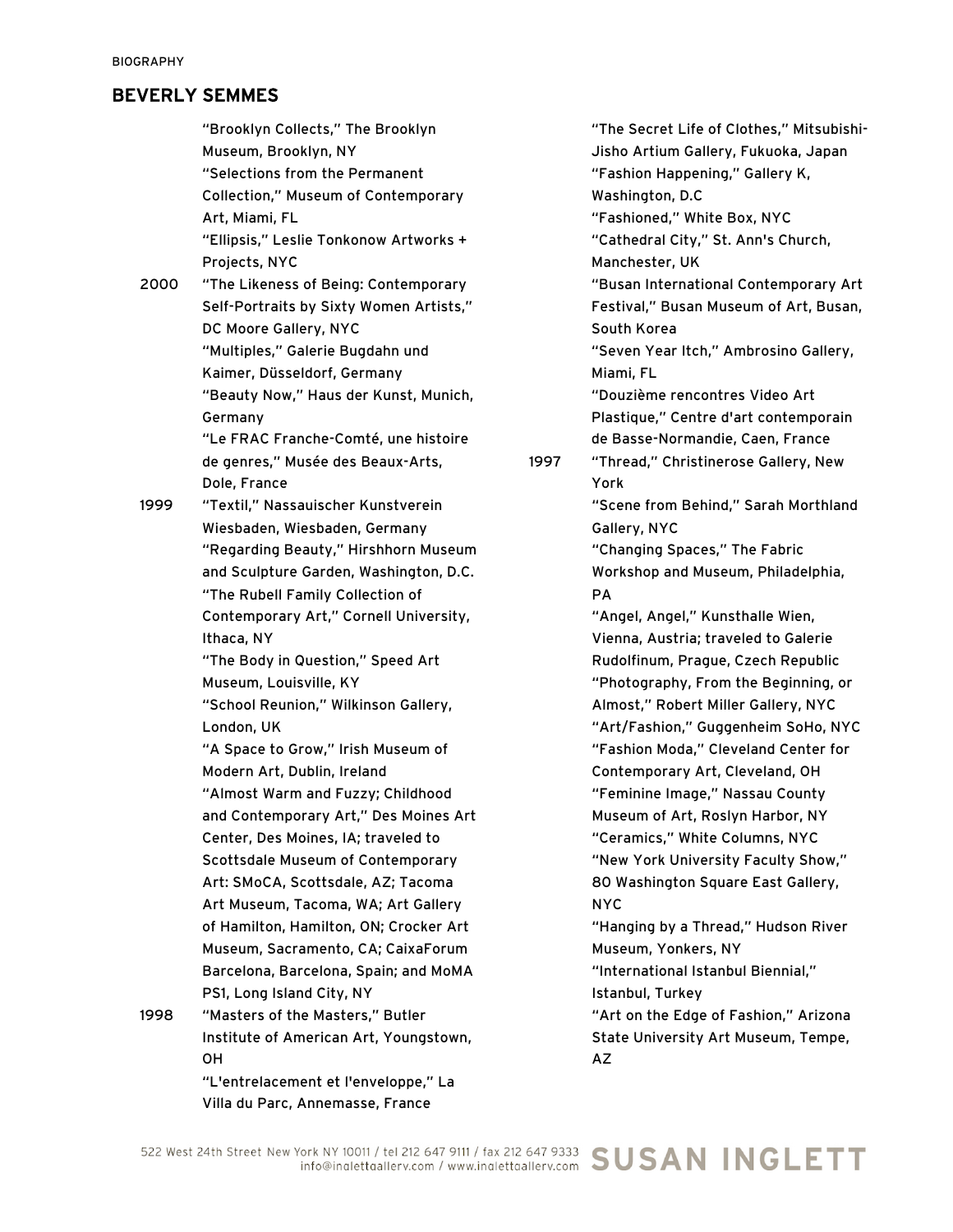BIOGRAPHY

## BEVERLY SEMMES

"Brooklyn Collects," The Brooklyn Museum, Brooklyn, NY
"Selections from the Permanent Collection," Museum of Contemporary Art, Miami, FL
"Ellipsis," Leslie Tonkonow Artworks + Projects, NYC

2000 "The Likeness of Being: Contemporary Self-Portraits by Sixty Women Artists," DC Moore Gallery, NYC
"Multiples," Galerie Bugdahn und Kaimer, Düsseldorf, Germany
"Beauty Now," Haus der Kunst, Munich, Germany
"Le FRAC Franche-Comté, une histoire de genres," Musée des Beaux-Arts, Dole, France

1999 "Textil," Nassauischer Kunstverein Wiesbaden, Wiesbaden, Germany
"Regarding Beauty," Hirshhorn Museum and Sculpture Garden, Washington, D.C.
"The Rubell Family Collection of Contemporary Art," Cornell University, Ithaca, NY
"The Body in Question," Speed Art Museum, Louisville, KY
"School Reunion," Wilkinson Gallery, London, UK
"A Space to Grow," Irish Museum of Modern Art, Dublin, Ireland
"Almost Warm and Fuzzy; Childhood and Contemporary Art," Des Moines Art Center, Des Moines, IA; traveled to Scottsdale Museum of Contemporary Art: SMoCA, Scottsdale, AZ; Tacoma Art Museum, Tacoma, WA; Art Gallery of Hamilton, Hamilton, ON; Crocker Art Museum, Sacramento, CA; CaixaForum Barcelona, Barcelona, Spain; and MoMA PS1, Long Island City, NY

1998 "Masters of the Masters," Butler Institute of American Art, Youngstown, OH
"L'entrelacement et l'enveloppe," La Villa du Parc, Annemasse, France
"The Secret Life of Clothes," Mitsubishi-Jisho Artium Gallery, Fukuoka, Japan
"Fashion Happening," Gallery K, Washington, D.C
"Fashioned," White Box, NYC
"Cathedral City," St. Ann's Church, Manchester, UK
"Busan International Contemporary Art Festival," Busan Museum of Art, Busan, South Korea
"Seven Year Itch," Ambrosino Gallery, Miami, FL
"Douzième rencontres Video Art Plastique," Centre d'art contemporain de Basse-Normandie, Caen, France

1997 "Thread," Christinerose Gallery, New York
"Scene from Behind," Sarah Morthland Gallery, NYC
"Changing Spaces," The Fabric Workshop and Museum, Philadelphia, PA
"Angel, Angel," Kunsthalle Wien, Vienna, Austria; traveled to Galerie Rudolfinum, Prague, Czech Republic
"Photography, From the Beginning, or Almost," Robert Miller Gallery, NYC
"Art/Fashion," Guggenheim SoHo, NYC
"Fashion Moda," Cleveland Center for Contemporary Art, Cleveland, OH
"Feminine Image," Nassau County Museum of Art, Roslyn Harbor, NY
"Ceramics," White Columns, NYC
"New York University Faculty Show," 80 Washington Square East Gallery, NYC
"Hanging by a Thread," Hudson River Museum, Yonkers, NY
"International Istanbul Biennial," Istanbul, Turkey
"Art on the Edge of Fashion," Arizona State University Art Museum, Tempe, AZ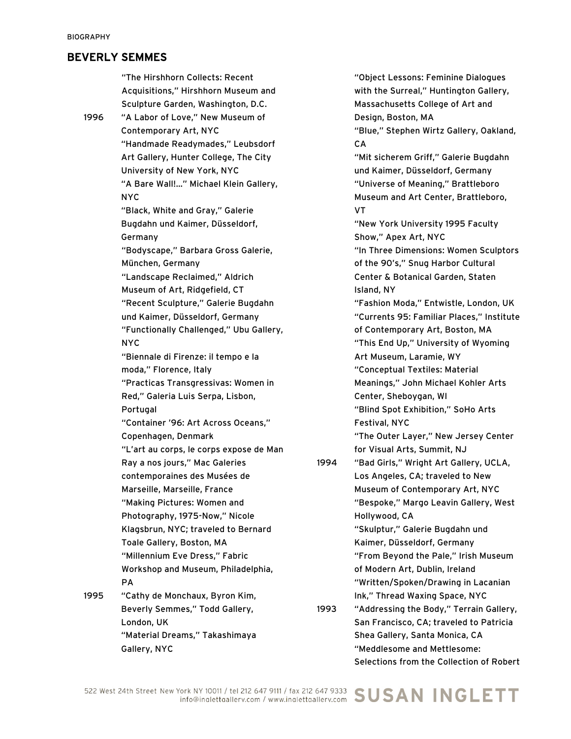BIOGRAPHY

## BEVERLY SEMMES

"The Hirshhorn Collects: Recent Acquisitions," Hirshhorn Museum and Sculpture Garden, Washington, D.C.

1996 "A Labor of Love," New Museum of Contemporary Art, NYC
"Handmade Readymades," Leubsdorf Art Gallery, Hunter College, The City University of New York, NYC
"A Bare Wall!..." Michael Klein Gallery, NYC
"Black, White and Gray," Galerie Bugdahn und Kaimer, Düsseldorf, Germany
"Bodyscape," Barbara Gross Galerie, München, Germany
"Landscape Reclaimed," Aldrich Museum of Art, Ridgefield, CT
"Recent Sculpture," Galerie Bugdahn und Kaimer, Düsseldorf, Germany
"Functionally Challenged," Ubu Gallery, NYC
"Biennale di Firenze: il tempo e la moda," Florence, Italy
"Practicas Transgressivas: Women in Red," Galeria Luis Serpa, Lisbon, Portugal
"Container '96: Art Across Oceans," Copenhagen, Denmark
"L'art au corps, le corps expose de Man Ray a nos jours," Mac Galeries contemporaines des Musées de Marseille, Marseille, France
"Making Pictures: Women and Photography, 1975-Now," Nicole Klagsbrun, NYC; traveled to Bernard Toale Gallery, Boston, MA
"Millennium Eve Dress," Fabric Workshop and Museum, Philadelphia, PA

1995 "Cathy de Monchaux, Byron Kim, Beverly Semmes," Todd Gallery, London, UK
"Material Dreams," Takashimaya Gallery, NYC
"Object Lessons: Feminine Dialogues with the Surreal," Huntington Gallery, Massachusetts College of Art and Design, Boston, MA
"Blue," Stephen Wirtz Gallery, Oakland, CA
"Mit sicherem Griff," Galerie Bugdahn und Kaimer, Düsseldorf, Germany
"Universe of Meaning," Brattleboro Museum and Art Center, Brattleboro, VT
"New York University 1995 Faculty Show," Apex Art, NYC
"In Three Dimensions: Women Sculptors of the 90's," Snug Harbor Cultural Center & Botanical Garden, Staten Island, NY
"Fashion Moda," Entwistle, London, UK
"Currents 95: Familiar Places," Institute of Contemporary Art, Boston, MA
"This End Up," University of Wyoming Art Museum, Laramie, WY
"Conceptual Textiles: Material Meanings," John Michael Kohler Arts Center, Sheboygan, WI
"Blind Spot Exhibition," SoHo Arts Festival, NYC
"The Outer Layer," New Jersey Center for Visual Arts, Summit, NJ

1994 "Bad Girls," Wright Art Gallery, UCLA, Los Angeles, CA; traveled to New Museum of Contemporary Art, NYC
"Bespoke," Margo Leavin Gallery, West Hollywood, CA
"Skulptur," Galerie Bugdahn und Kaimer, Düsseldorf, Germany
"From Beyond the Pale," Irish Museum of Modern Art, Dublin, Ireland
"Written/Spoken/Drawing in Lacanian Ink," Thread Waxing Space, NYC

1993 "Addressing the Body," Terrain Gallery, San Francisco, CA; traveled to Patricia Shea Gallery, Santa Monica, CA
"Meddlesome and Mettlesome: Selections from the Collection of Robert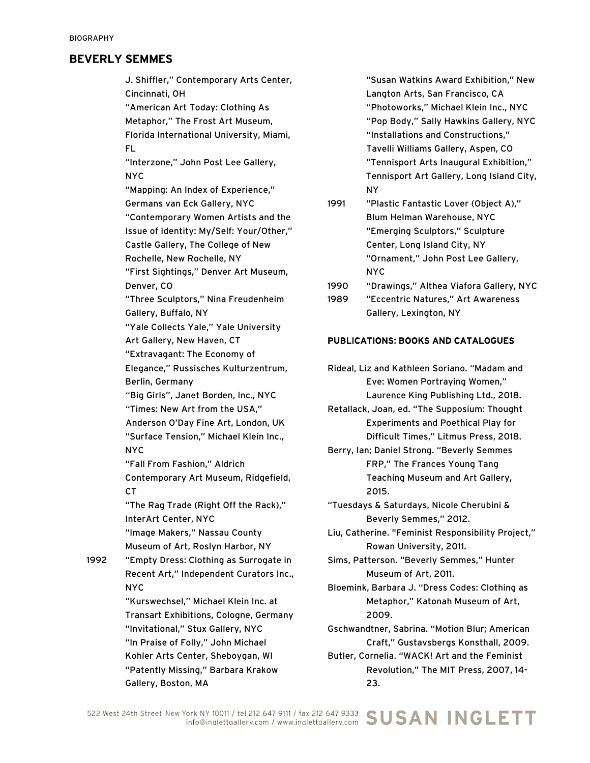BIOGRAPHY

## BEVERLY SEMMES

J. Shiffler," Contemporary Arts Center, Cincinnati, OH
"American Art Today: Clothing As Metaphor," The Frost Art Museum, Florida International University, Miami, FL
"Interzone," John Post Lee Gallery, NYC
"Mapping: An Index of Experience," Germans van Eck Gallery, NYC
"Contemporary Women Artists and the Issue of Identity: My/Self: Your/Other," Castle Gallery, The College of New Rochelle, New Rochelle, NY
"First Sightings," Denver Art Museum, Denver, CO
"Three Sculptors," Nina Freudenheim Gallery, Buffalo, NY
"Yale Collects Yale," Yale University Art Gallery, New Haven, CT
"Extravagant: The Economy of Elegance," Russisches Kulturzentrum, Berlin, Germany
"Big Girls", Janet Borden, Inc., NYC
"Times: New Art from the USA," Anderson O'Day Fine Art, London, UK
"Surface Tension," Michael Klein Inc., NYC
"Fall From Fashion," Aldrich Contemporary Art Museum, Ridgefield, CT
"The Rag Trade (Right Off the Rack)," InterArt Center, NYC
"Image Makers," Nassau County Museum of Art, Roslyn Harbor, NY

1992 "Empty Dress: Clothing as Surrogate in Recent Art," Independent Curators Inc., NYC
"Kurswechsel," Michael Klein Inc. at Transart Exhibitions, Cologne, Germany
"Invitational," Stux Gallery, NYC
"In Praise of Folly," John Michael Kohler Arts Center, Sheboygan, WI
"Patently Missing," Barbara Krakow Gallery, Boston, MA
"Susan Watkins Award Exhibition," New Langton Arts, San Francisco, CA
"Photoworks," Michael Klein Inc., NYC
"Pop Body," Sally Hawkins Gallery, NYC
"Installations and Constructions," Tavelli Williams Gallery, Aspen, CO
"Tennisport Arts Inaugural Exhibition," Tennisport Art Gallery, Long Island City, NY

1991 "Plastic Fantastic Lover (Object A)," Blum Helman Warehouse, NYC
"Emerging Sculptors," Sculpture Center, Long Island City, NY
"Ornament," John Post Lee Gallery, NYC

1990 "Drawings," Althea Viafora Gallery, NYC

1989 "Eccentric Natures," Art Awareness Gallery, Lexington, NY

### PUBLICATIONS: BOOKS AND CATALOGUES

Rideal, Liz and Kathleen Soriano. "Madam and Eve: Women Portraying Women," Laurence King Publishing Ltd., 2018.

Retallack, Joan, ed. "The Supposium: Thought Experiments and Poethical Play for Difficult Times," Litmus Press, 2018.

Berry, Ian; Daniel Strong. "Beverly Semmes FRP," The Frances Young Tang Teaching Museum and Art Gallery, 2015.

"Tuesdays & Saturdays, Nicole Cherubini & Beverly Semmes," 2012.

Liu, Catherine. "Feminist Responsibility Project," Rowan University, 2011.

Sims, Patterson. "Beverly Semmes," Hunter Museum of Art, 2011.

Bloemink, Barbara J. "Dress Codes: Clothing as Metaphor," Katonah Museum of Art, 2009.

Gschwandtner, Sabrina. "Motion Blur; American Craft," Gustavsbergs Konsthall, 2009.

Butler, Cornelia. "WACK! Art and the Feminist Revolution," The MIT Press, 2007, 14-23.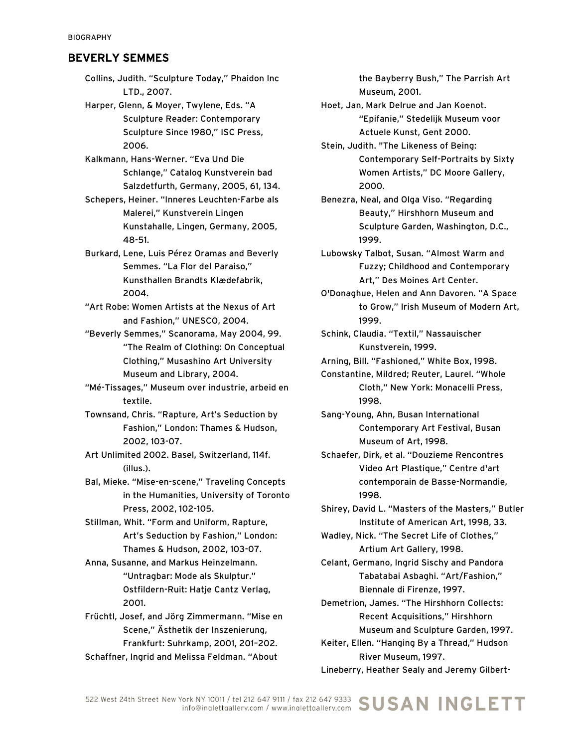BIOGRAPHY

## BEVERLY SEMMES

Collins, Judith. "Sculpture Today," Phaidon Inc LTD., 2007.

Harper, Glenn, & Moyer, Twylene, Eds. "A Sculpture Reader: Contemporary Sculpture Since 1980," ISC Press, 2006.

Kalkmann, Hans-Werner. "Eva Und Die Schlange," Catalog Kunstverein bad Salzdetfurth, Germany, 2005, 61, 134.

Schepers, Heiner. "Inneres Leuchten-Farbe als Malerei," Kunstverein Lingen Kunstahalle, Lingen, Germany, 2005, 48-51.

Burkard, Lene, Luis Pérez Oramas and Beverly Semmes. "La Flor del Paraiso," Kunsthallen Brandts Klædefabrik, 2004.

"Art Robe: Women Artists at the Nexus of Art and Fashion," UNESCO, 2004.

"Beverly Semmes," Scanorama, May 2004, 99. "The Realm of Clothing: On Conceptual Clothing," Musashino Art University Museum and Library, 2004.

"Mé-Tissages," Museum over industrie, arbeid en textile.

Townsand, Chris. "Rapture, Art's Seduction by Fashion," London: Thames & Hudson, 2002, 103-07.

Art Unlimited 2002. Basel, Switzerland, 114f. (illus.).

Bal, Mieke. "Mise-en-scene," Traveling Concepts in the Humanities, University of Toronto Press, 2002, 102-105.

Stillman, Whit. "Form and Uniform, Rapture, Art's Seduction by Fashion," London: Thames & Hudson, 2002, 103-07.

Anna, Susanne, and Markus Heinzelmann. "Untragbar: Mode als Skulptur." Ostfildern-Ruit: Hatje Cantz Verlag, 2001.

Früchtl, Josef, and Jörg Zimmermann. "Mise en Scene," Ästhetik der Inszenierung, Frankfurt: Suhrkamp, 2001, 201–202.

Schaffner, Ingrid and Melissa Feldman. "About the Bayberry Bush," The Parrish Art Museum, 2001.

Hoet, Jan, Mark Delrue and Jan Koenot. "Epifanie," Stedelijk Museum voor Actuele Kunst, Gent 2000.

Stein, Judith. "The Likeness of Being: Contemporary Self-Portraits by Sixty Women Artists," DC Moore Gallery, 2000.

Benezra, Neal, and Olga Viso. "Regarding Beauty," Hirshhorn Museum and Sculpture Garden, Washington, D.C., 1999.

Lubowsky Talbot, Susan. "Almost Warm and Fuzzy; Childhood and Contemporary Art," Des Moines Art Center.

O'Donaghue, Helen and Ann Davoren. "A Space to Grow," Irish Museum of Modern Art, 1999.

Schink, Claudia. "Textil," Nassauischer Kunstverein, 1999.

Arning, Bill. "Fashioned," White Box, 1998.

Constantine, Mildred; Reuter, Laurel. "Whole Cloth," New York: Monacelli Press, 1998.

Sang-Young, Ahn, Busan International Contemporary Art Festival, Busan Museum of Art, 1998.

Schaefer, Dirk, et al. "Douzieme Rencontres Video Art Plastique," Centre d'art contemporain de Basse-Normandie, 1998.

Shirey, David L. "Masters of the Masters," Butler Institute of American Art, 1998, 33.

Wadley, Nick. "The Secret Life of Clothes," Artium Art Gallery, 1998.

Celant, Germano, Ingrid Sischy and Pandora Tabatabai Asbaghi. "Art/Fashion," Biennale di Firenze, 1997.

Demetrion, James. "The Hirshhorn Collects: Recent Acquisitions," Hirshhorn Museum and Sculpture Garden, 1997.

Keiter, Ellen. "Hanging By a Thread," Hudson River Museum, 1997.

Lineberry, Heather Sealy and Jeremy Gilbert-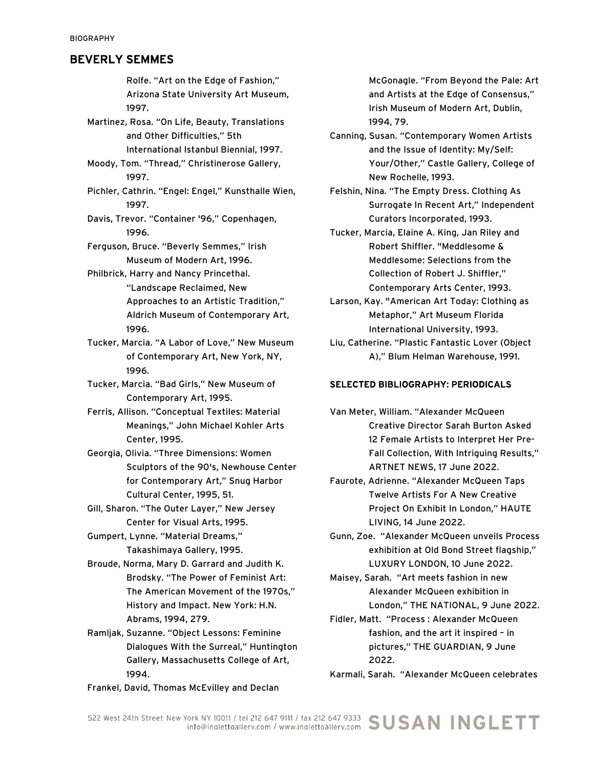Rolfe. “Art on the Edge of Fashion,” Arizona State University Art Museum, 1997.

Martinez, Rosa. “On Life, Beauty, Translations and Other Difficulties,” 5th International Istanbul Biennial, 1997.

Moody, Tom. “Thread,” Christinerose Gallery, 1997.

Pichler, Cathrin. “Engel: Engel,” Kunsthalle Wien, 1997.

Davis, Trevor. “Container '96,” Copenhagen, 1996.

Ferguson, Bruce. “Beverly Semmes,” Irish Museum of Modern Art, 1996.

Philbrick, Harry and Nancy Princethal. “Landscape Reclaimed, New Approaches to an Artistic Tradition,” Aldrich Museum of Contemporary Art, 1996.

Tucker, Marcia. “A Labor of Love,” New Museum of Contemporary Art, New York, NY, 1996.

Tucker, Marcia. “Bad Girls,” New Museum of Contemporary Art, 1995.

Ferris, Allison. “Conceptual Textiles: Material Meanings,” John Michael Kohler Arts Center, 1995.

Georgia, Olivia. “Three Dimensions: Women Sculptors of the 90's, Newhouse Center for Contemporary Art,” Snug Harbor Cultural Center, 1995, 51.

Gill, Sharon. “The Outer Layer,” New Jersey Center for Visual Arts, 1995.

Gumpert, Lynne. “Material Dreams,” Takashimaya Gallery, 1995.

Broude, Norma, Mary D. Garrard and Judith K. Brodsky. “The Power of Feminist Art: The American Movement of the 1970s,” History and Impact. New York: H.N. Abrams, 1994, 279.

Ramljak, Suzanne. “Object Lessons: Feminine Dialogues With the Surreal,” Huntington Gallery, Massachusetts College of Art, 1994.

Frankel, David, Thomas McEvilley and Declan McGonagle. “From Beyond the Pale: Art and Artists at the Edge of Consensus,” Irish Museum of Modern Art, Dublin, 1994, 79.

Canning, Susan. “Contemporary Women Artists and the Issue of Identity: My/Self: Your/Other,” Castle Gallery, College of New Rochelle, 1993.

Felshin, Nina. “The Empty Dress. Clothing As Surrogate In Recent Art,” Independent Curators Incorporated, 1993.

Tucker, Marcia, Elaine A. King, Jan Riley and Robert Shiffler. "Meddlesome & Meddlesome: Selections from the Collection of Robert J. Shiffler,” Contemporary Arts Center, 1993.

Larson, Kay. "American Art Today: Clothing as Metaphor,” Art Museum Florida International University, 1993.

Liu, Catherine. “Plastic Fantastic Lover (Object A),” Blum Helman Warehouse, 1991.

### SELECTED BIBLIOGRAPHY: PERIODICALS

Van Meter, William. “Alexander McQueen Creative Director Sarah Burton Asked 12 Female Artists to Interpret Her Pre-Fall Collection, With Intriguing Results,” ARTNET NEWS, 17 June 2022.

Faurote, Adrienne. “Alexander McQueen Taps Twelve Artists For A New Creative Project On Exhibit In London,” HAUTE LIVING, 14 June 2022.

Gunn, Zoe. “Alexander McQueen unveils Process exhibition at Old Bond Street flagship,” LUXURY LONDON, 10 June 2022.

Maisey, Sarah. “Art meets fashion in new Alexander McQueen exhibition in London,” THE NATIONAL, 9 June 2022.

Fidler, Matt. “Process : Alexander McQueen fashion, and the art it inspired – in pictures,” THE GUARDIAN, 9 June 2022.

Karmali, Sarah. “Alexander McQueen celebrates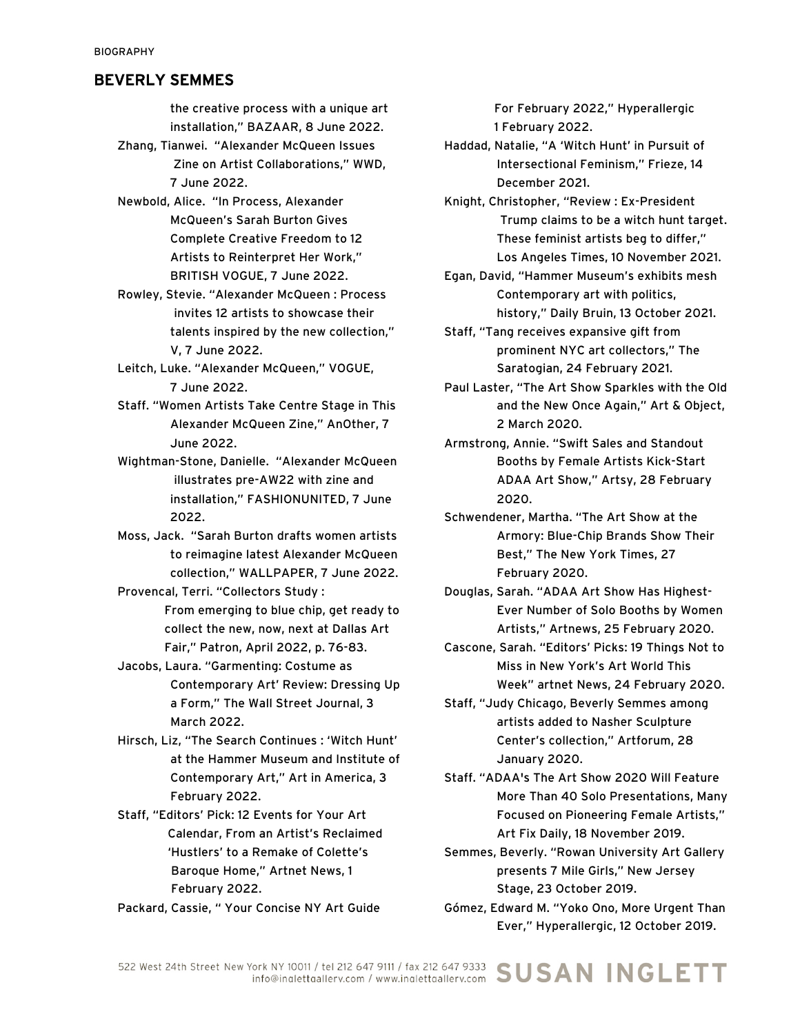## BEVERLY SEMMES

the creative process with a unique art installation," BAZAAR, 8 June 2022.

Zhang, Tianwei. "Alexander McQueen Issues Zine on Artist Collaborations," WWD, 7 June 2022.

Newbold, Alice. "In Process, Alexander McQueen's Sarah Burton Gives Complete Creative Freedom to 12 Artists to Reinterpret Her Work," BRITISH VOGUE, 7 June 2022.

Rowley, Stevie. "Alexander McQueen : Process invites 12 artists to showcase their talents inspired by the new collection," V, 7 June 2022.

Leitch, Luke. "Alexander McQueen," VOGUE, 7 June 2022.

Staff. "Women Artists Take Centre Stage in This Alexander McQueen Zine," AnOther, 7 June 2022.

Wightman-Stone, Danielle. "Alexander McQueen illustrates pre-AW22 with zine and installation," FASHIONUNITED, 7 June 2022.

Moss, Jack. "Sarah Burton drafts women artists to reimagine latest Alexander McQueen collection," WALLPAPER, 7 June 2022.

Provencal, Terri. "Collectors Study : From emerging to blue chip, get ready to collect the new, now, next at Dallas Art Fair," Patron, April 2022, p. 76-83.

Jacobs, Laura. "Garmenting: Costume as Contemporary Art' Review: Dressing Up a Form," The Wall Street Journal, 3 March 2022.

Hirsch, Liz, "The Search Continues : 'Witch Hunt' at the Hammer Museum and Institute of Contemporary Art," Art in America, 3 February 2022.

Staff, "Editors' Pick: 12 Events for Your Art Calendar, From an Artist's Reclaimed 'Hustlers' to a Remake of Colette's Baroque Home," Artnet News, 1 February 2022.

Packard, Cassie, " Your Concise NY Art Guide For February 2022," Hyperallergic 1 February 2022.

Haddad, Natalie, "A 'Witch Hunt' in Pursuit of Intersectional Feminism," Frieze, 14 December 2021.

Knight, Christopher, "Review : Ex-President Trump claims to be a witch hunt target. These feminist artists beg to differ," Los Angeles Times, 10 November 2021.

Egan, David, "Hammer Museum's exhibits mesh Contemporary art with politics, history," Daily Bruin, 13 October 2021.

Staff, "Tang receives expansive gift from prominent NYC art collectors," The Saratogian, 24 February 2021.

Paul Laster, "The Art Show Sparkles with the Old and the New Once Again," Art & Object, 2 March 2020.

Armstrong, Annie. "Swift Sales and Standout Booths by Female Artists Kick-Start ADAA Art Show," Artsy, 28 February 2020.

Schwendener, Martha. "The Art Show at the Armory: Blue-Chip Brands Show Their Best," The New York Times, 27 February 2020.

Douglas, Sarah. "ADAA Art Show Has Highest-Ever Number of Solo Booths by Women Artists," Artnews, 25 February 2020.

Cascone, Sarah. "Editors' Picks: 19 Things Not to Miss in New York's Art World This Week" artnet News, 24 February 2020.

Staff, "Judy Chicago, Beverly Semmes among artists added to Nasher Sculpture Center's collection," Artforum, 28 January 2020.

Staff. "ADAA's The Art Show 2020 Will Feature More Than 40 Solo Presentations, Many Focused on Pioneering Female Artists," Art Fix Daily, 18 November 2019.

Semmes, Beverly. "Rowan University Art Gallery presents 7 Mile Girls," New Jersey Stage, 23 October 2019.

Gómez, Edward M. "Yoko Ono, More Urgent Than Ever," Hyperallergic, 12 October 2019.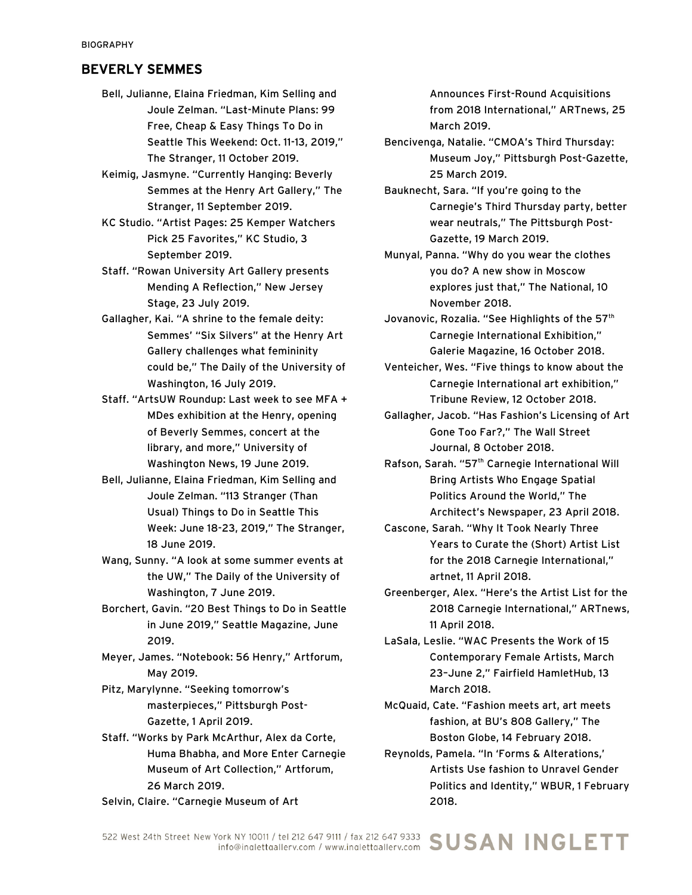BIOGRAPHY

## BEVERLY SEMMES

Bell, Julianne, Elaina Friedman, Kim Selling and Joule Zelman. "Last-Minute Plans: 99 Free, Cheap & Easy Things To Do in Seattle This Weekend: Oct. 11-13, 2019," The Stranger, 11 October 2019.

Keimig, Jasmyne. "Currently Hanging: Beverly Semmes at the Henry Art Gallery," The Stranger, 11 September 2019.

KC Studio. "Artist Pages: 25 Kemper Watchers Pick 25 Favorites," KC Studio, 3 September 2019.

Staff. "Rowan University Art Gallery presents Mending A Reflection," New Jersey Stage, 23 July 2019.

Gallagher, Kai. "A shrine to the female deity: Semmes' "Six Silvers" at the Henry Art Gallery challenges what femininity could be," The Daily of the University of Washington, 16 July 2019.

Staff. "ArtsUW Roundup: Last week to see MFA + MDes exhibition at the Henry, opening of Beverly Semmes, concert at the library, and more," University of Washington News, 19 June 2019.

Bell, Julianne, Elaina Friedman, Kim Selling and Joule Zelman. "113 Stranger (Than Usual) Things to Do in Seattle This Week: June 18-23, 2019," The Stranger, 18 June 2019.

Wang, Sunny. "A look at some summer events at the UW," The Daily of the University of Washington, 7 June 2019.

Borchert, Gavin. "20 Best Things to Do in Seattle in June 2019," Seattle Magazine, June 2019.

Meyer, James. "Notebook: 56 Henry," Artforum, May 2019.

Pitz, Marylynne. "Seeking tomorrow's masterpieces," Pittsburgh Post-Gazette, 1 April 2019.

Staff. "Works by Park McArthur, Alex da Corte, Huma Bhabha, and More Enter Carnegie Museum of Art Collection," Artforum, 26 March 2019.

Selvin, Claire. "Carnegie Museum of Art Announces First-Round Acquisitions from 2018 International," ARTnews, 25 March 2019.

Bencivenga, Natalie. "CMOA's Third Thursday: Museum Joy," Pittsburgh Post-Gazette, 25 March 2019.

Bauknecht, Sara. "If you're going to the Carnegie's Third Thursday party, better wear neutrals," The Pittsburgh Post-Gazette, 19 March 2019.

Munyal, Panna. "Why do you wear the clothes you do? A new show in Moscow explores just that," The National, 10 November 2018.

Jovanovic, Rozalia. "See Highlights of the 57th Carnegie International Exhibition," Galerie Magazine, 16 October 2018.

Venteicher, Wes. "Five things to know about the Carnegie International art exhibition," Tribune Review, 12 October 2018.

Gallagher, Jacob. "Has Fashion's Licensing of Art Gone Too Far?," The Wall Street Journal, 8 October 2018.

Rafson, Sarah. "57th Carnegie International Will Bring Artists Who Engage Spatial Politics Around the World," The Architect's Newspaper, 23 April 2018.

Cascone, Sarah. "Why It Took Nearly Three Years to Curate the (Short) Artist List for the 2018 Carnegie International," artnet, 11 April 2018.

Greenberger, Alex. "Here's the Artist List for the 2018 Carnegie International," ARTnews, 11 April 2018.

LaSala, Leslie. "WAC Presents the Work of 15 Contemporary Female Artists, March 23–June 2," Fairfield HamletHub, 13 March 2018.

McQuaid, Cate. "Fashion meets art, art meets fashion, at BU's 808 Gallery," The Boston Globe, 14 February 2018.

Reynolds, Pamela. "In 'Forms & Alterations,' Artists Use fashion to Unravel Gender Politics and Identity," WBUR, 1 February 2018.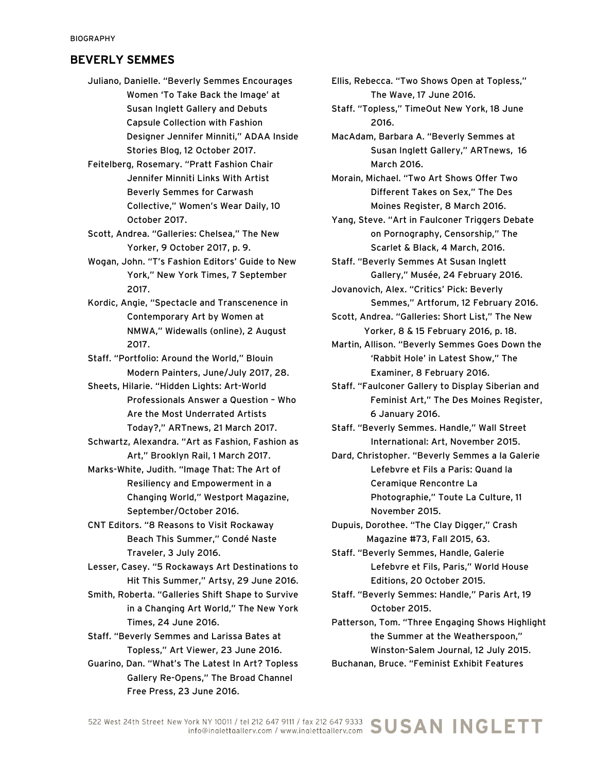BIOGRAPHY

## BEVERLY SEMMES

Juliano, Danielle. "Beverly Semmes Encourages Women 'To Take Back the Image' at Susan Inglett Gallery and Debuts Capsule Collection with Fashion Designer Jennifer Minniti," ADAA Inside Stories Blog, 12 October 2017.

Feitelberg, Rosemary. "Pratt Fashion Chair Jennifer Minniti Links With Artist Beverly Semmes for Carwash Collective," Women's Wear Daily, 10 October 2017.

Scott, Andrea. "Galleries: Chelsea," The New Yorker, 9 October 2017, p. 9.

Wogan, John. "T's Fashion Editors' Guide to New York," New York Times, 7 September 2017.

Kordic, Angie, "Spectacle and Transcenence in Contemporary Art by Women at NMWA," Widewalls (online), 2 August 2017.

Staff. "Portfolio: Around the World," Blouin Modern Painters, June/July 2017, 28.

Sheets, Hilarie. "Hidden Lights: Art-World Professionals Answer a Question – Who Are the Most Underrated Artists Today?," ARTnews, 21 March 2017.

Schwartz, Alexandra. "Art as Fashion, Fashion as Art," Brooklyn Rail, 1 March 2017.

Marks-White, Judith. "Image That: The Art of Resiliency and Empowerment in a Changing World," Westport Magazine, September/October 2016.

CNT Editors. "8 Reasons to Visit Rockaway Beach This Summer," Condé Naste Traveler, 3 July 2016.

Lesser, Casey. "5 Rockaways Art Destinations to Hit This Summer," Artsy, 29 June 2016.

Smith, Roberta. "Galleries Shift Shape to Survive in a Changing Art World," The New York Times, 24 June 2016.

Staff. "Beverly Semmes and Larissa Bates at Topless," Art Viewer, 23 June 2016.

Guarino, Dan. "What's The Latest In Art? Topless Gallery Re-Opens," The Broad Channel Free Press, 23 June 2016.

Ellis, Rebecca. "Two Shows Open at Topless," The Wave, 17 June 2016.

Staff. "Topless," TimeOut New York, 18 June 2016.

MacAdam, Barbara A. "Beverly Semmes at Susan Inglett Gallery," ARTnews, 16 March 2016.

Morain, Michael. "Two Art Shows Offer Two Different Takes on Sex," The Des Moines Register, 8 March 2016.

Yang, Steve. "Art in Faulconer Triggers Debate on Pornography, Censorship," The Scarlet & Black, 4 March, 2016.

Staff. "Beverly Semmes At Susan Inglett Gallery," Musée, 24 February 2016.

Jovanovich, Alex. "Critics' Pick: Beverly Semmes," Artforum, 12 February 2016.

Scott, Andrea. "Galleries: Short List," The New Yorker, 8 & 15 February 2016, p. 18.

Martin, Allison. "Beverly Semmes Goes Down the 'Rabbit Hole' in Latest Show," The Examiner, 8 February 2016.

Staff. "Faulconer Gallery to Display Siberian and Feminist Art," The Des Moines Register, 6 January 2016.

Staff. "Beverly Semmes. Handle," Wall Street International: Art, November 2015.

Dard, Christopher. "Beverly Semmes a la Galerie Lefebvre et Fils a Paris: Quand la Ceramique Rencontre La Photographie," Toute La Culture, 11 November 2015.

Dupuis, Dorothee. "The Clay Digger," Crash Magazine #73, Fall 2015, 63.

Staff. "Beverly Semmes, Handle, Galerie Lefebvre et Fils, Paris," World House Editions, 20 October 2015.

Staff. "Beverly Semmes: Handle," Paris Art, 19 October 2015.

Patterson, Tom. "Three Engaging Shows Highlight the Summer at the Weatherspoon," Winston-Salem Journal, 12 July 2015.

Buchanan, Bruce. "Feminist Exhibit Features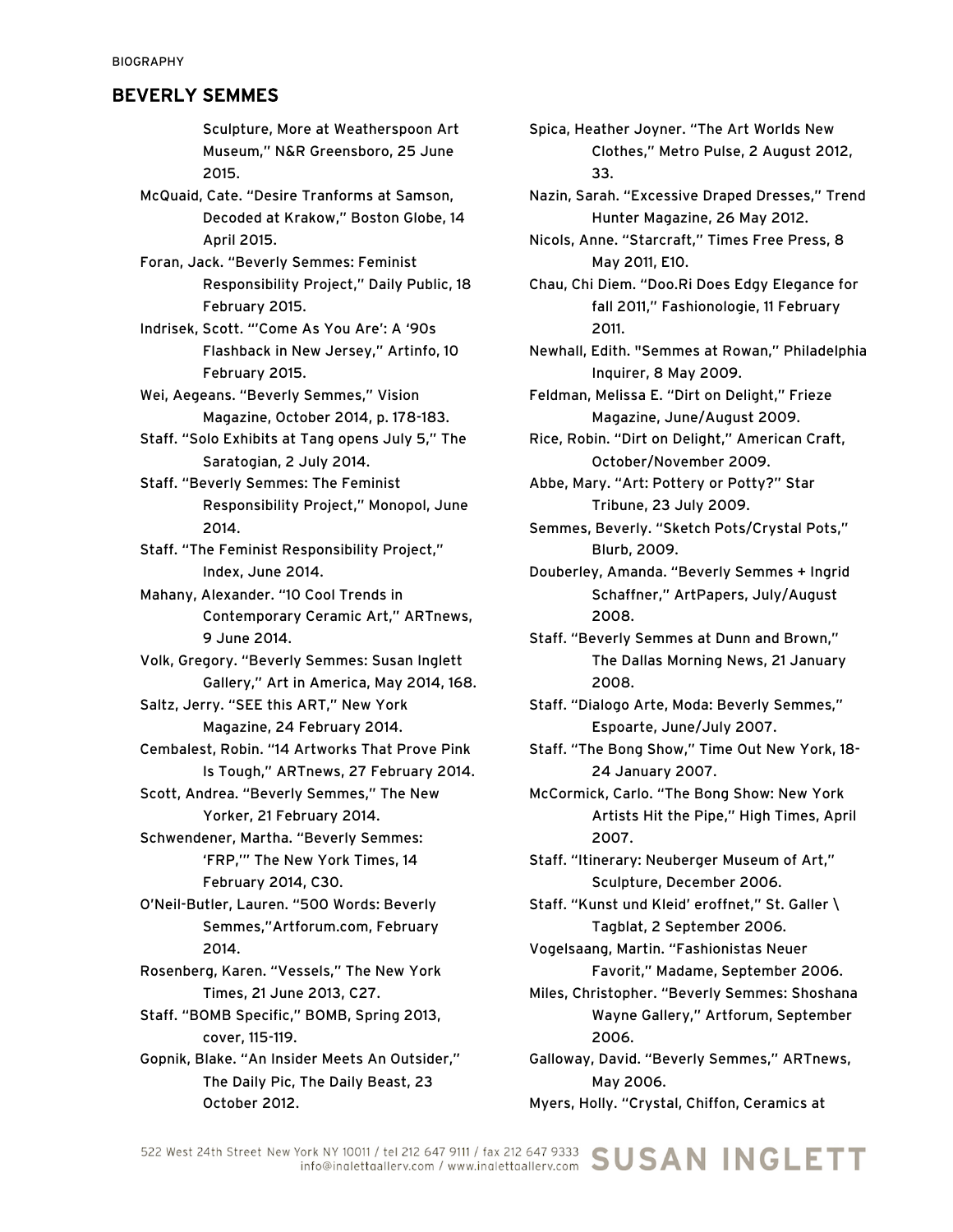BIOGRAPHY

## BEVERLY SEMMES

Sculpture, More at Weatherspoon Art Museum," N&R Greensboro, 25 June 2015.

McQuaid, Cate. "Desire Tranforms at Samson, Decoded at Krakow," Boston Globe, 14 April 2015.

Foran, Jack. "Beverly Semmes: Feminist Responsibility Project," Daily Public, 18 February 2015.

Indrisek, Scott. "'Come As You Are': A '90s Flashback in New Jersey," Artinfo, 10 February 2015.

Wei, Aegeans. "Beverly Semmes," Vision Magazine, October 2014, p. 178-183.

Staff. "Solo Exhibits at Tang opens July 5," The Saratogian, 2 July 2014.

Staff. "Beverly Semmes: The Feminist Responsibility Project," Monopol, June 2014.

Staff. "The Feminist Responsibility Project," Index, June 2014.

Mahany, Alexander. "10 Cool Trends in Contemporary Ceramic Art," ARTnews, 9 June 2014.

Volk, Gregory. "Beverly Semmes: Susan Inglett Gallery," Art in America, May 2014, 168.

Saltz, Jerry. "SEE this ART," New York Magazine, 24 February 2014.

Cembalest, Robin. "14 Artworks That Prove Pink Is Tough," ARTnews, 27 February 2014.

Scott, Andrea. "Beverly Semmes," The New Yorker, 21 February 2014.

Schwendener, Martha. "Beverly Semmes: 'FRP,'" The New York Times, 14 February 2014, C30.

O'Neil-Butler, Lauren. "500 Words: Beverly Semmes,"Artforum.com, February 2014.

Rosenberg, Karen. "Vessels," The New York Times, 21 June 2013, C27.

Staff. "BOMB Specific," BOMB, Spring 2013, cover, 115-119.

Gopnik, Blake. "An Insider Meets An Outsider," The Daily Pic, The Daily Beast, 23 October 2012.

Spica, Heather Joyner. "The Art Worlds New Clothes," Metro Pulse, 2 August 2012, 33.

Nazin, Sarah. "Excessive Draped Dresses," Trend Hunter Magazine, 26 May 2012.

Nicols, Anne. "Starcraft," Times Free Press, 8 May 2011, E10.

Chau, Chi Diem. "Doo.Ri Does Edgy Elegance for fall 2011," Fashionologie, 11 February 2011.

Newhall, Edith. "Semmes at Rowan," Philadelphia Inquirer, 8 May 2009.

Feldman, Melissa E. "Dirt on Delight," Frieze Magazine, June/August 2009.

Rice, Robin. "Dirt on Delight," American Craft, October/November 2009.

Abbe, Mary. "Art: Pottery or Potty?" Star Tribune, 23 July 2009.

Semmes, Beverly. "Sketch Pots/Crystal Pots," Blurb, 2009.

Douberley, Amanda. "Beverly Semmes + Ingrid Schaffner," ArtPapers, July/August 2008.

Staff. "Beverly Semmes at Dunn and Brown," The Dallas Morning News, 21 January 2008.

Staff. "Dialogo Arte, Moda: Beverly Semmes," Espoarte, June/July 2007.

Staff. "The Bong Show," Time Out New York, 18-24 January 2007.

McCormick, Carlo. "The Bong Show: New York Artists Hit the Pipe," High Times, April 2007.

Staff. "Itinerary: Neuberger Museum of Art," Sculpture, December 2006.

Staff. "Kunst und Kleid' eroffnet," St. Galler \ Tagblat, 2 September 2006.

Vogelsaang, Martin. "Fashionistas Neuer Favorit," Madame, September 2006.

Miles, Christopher. "Beverly Semmes: Shoshana Wayne Gallery," Artforum, September 2006.

Galloway, David. "Beverly Semmes," ARTnews, May 2006.

Myers, Holly. "Crystal, Chiffon, Ceramics at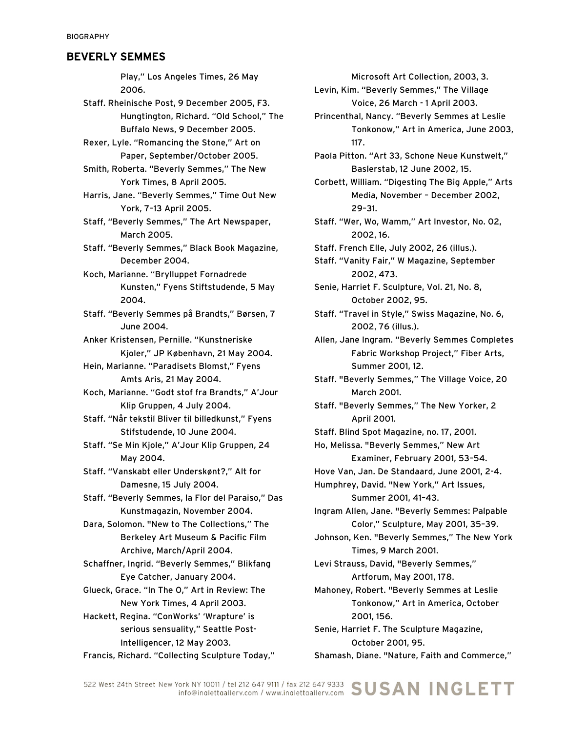BIOGRAPHY

## BEVERLY SEMMES

Play," Los Angeles Times, 26 May 2006.

Staff. Rheinische Post, 9 December 2005, F3.

Hungtington, Richard. "Old School," The Buffalo News, 9 December 2005.

Rexer, Lyle. "Romancing the Stone," Art on Paper, September/October 2005.

Smith, Roberta. "Beverly Semmes," The New York Times, 8 April 2005.

Harris, Jane. "Beverly Semmes," Time Out New York, 7–13 April 2005.

Staff, "Beverly Semmes," The Art Newspaper, March 2005.

Staff. "Beverly Semmes," Black Book Magazine, December 2004.

Koch, Marianne. "Brylluppet Fornadrede Kunsten," Fyens Stiftstudende, 5 May 2004.

Staff. "Beverly Semmes på Brandts," Børsen, 7 June 2004.

Anker Kristensen, Pernille. "Kunstneriske Kjoler," JP København, 21 May 2004.

Hein, Marianne. "Paradisets Blomst," Fyens Amts Aris, 21 May 2004.

Koch, Marianne. "Godt stof fra Brandts," A'Jour Klip Gruppen, 4 July 2004.

Staff. "Når tekstil Bliver til billedkunst," Fyens Stifstudende, 10 June 2004.

Staff. "Se Min Kjole," A'Jour Klip Gruppen, 24 May 2004.

Staff. "Vanskabt eller Underskønt?," Alt for Damesne, 15 July 2004.

Staff. "Beverly Semmes, la Flor del Paraiso," Das Kunstmagazin, November 2004.

Dara, Solomon. "New to The Collections," The Berkeley Art Museum & Pacific Film Archive, March/April 2004.

Schaffner, Ingrid. "Beverly Semmes," Blikfang Eye Catcher, January 2004.

Glueck, Grace. "In The O," Art in Review: The New York Times, 4 April 2003.

Hackett, Regina. "ConWorks' 'Wrapture' is serious sensuality," Seattle Post-Intelligencer, 12 May 2003.

Francis, Richard. "Collecting Sculpture Today," Microsoft Art Collection, 2003, 3.

Levin, Kim. "Beverly Semmes," The Village Voice, 26 March - 1 April 2003.

Princenthal, Nancy. "Beverly Semmes at Leslie Tonkonow," Art in America, June 2003, 117.

Paola Pitton. "Art 33, Schone Neue Kunstwelt," Baslerstab, 12 June 2002, 15.

Corbett, William. "Digesting The Big Apple," Arts Media, November – December 2002, 29-31.

Staff. "Wer, Wo, Wamm," Art Investor, No. 02, 2002, 16.

Staff. French Elle, July 2002, 26 (illus.).

Staff. "Vanity Fair," W Magazine, September 2002, 473.

Senie, Harriet F. Sculpture, Vol. 21, No. 8, October 2002, 95.

Staff. "Travel in Style," Swiss Magazine, No. 6, 2002, 76 (illus.).

Allen, Jane Ingram. "Beverly Semmes Completes Fabric Workshop Project," Fiber Arts, Summer 2001, 12.

Staff. "Beverly Semmes," The Village Voice, 20 March 2001.

Staff. "Beverly Semmes," The New Yorker, 2 April 2001.

Staff. Blind Spot Magazine, no. 17, 2001.

Ho, Melissa. "Beverly Semmes," New Art Examiner, February 2001, 53–54.

Hove Van, Jan. De Standaard, June 2001, 2-4.

Humphrey, David. "New York," Art Issues, Summer 2001, 41–43.

Ingram Allen, Jane. "Beverly Semmes: Palpable Color," Sculpture, May 2001, 35–39.

Johnson, Ken. "Beverly Semmes," The New York Times, 9 March 2001.

Levi Strauss, David, "Beverly Semmes," Artforum, May 2001, 178.

Mahoney, Robert. "Beverly Semmes at Leslie Tonkonow," Art in America, October 2001, 156.

Senie, Harriet F. The Sculpture Magazine, October 2001, 95.

Shamash, Diane. "Nature, Faith and Commerce,"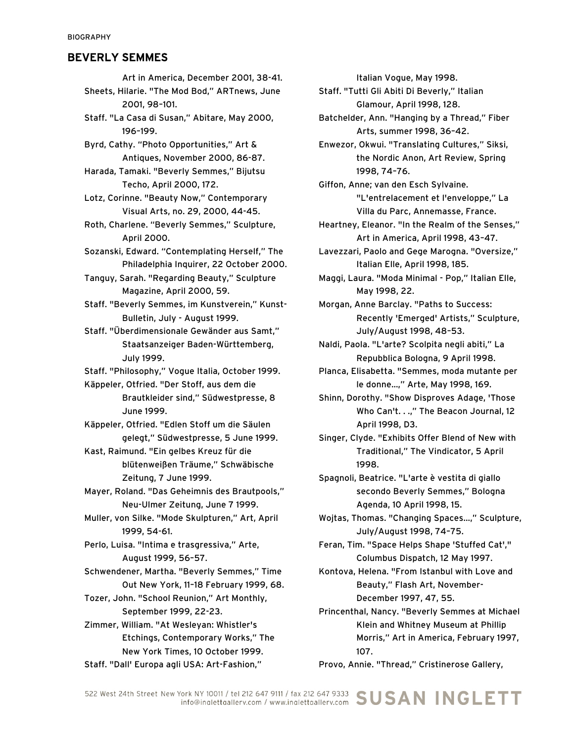BIOGRAPHY

## BEVERLY SEMMES

Art in America, December 2001, 38-41.

Sheets, Hilarie. "The Mod Bod," ARTnews, June 2001, 98–101.

Staff. "La Casa di Susan," Abitare, May 2000, 196–199.

Byrd, Cathy. "Photo Opportunities," Art & Antiques, November 2000, 86-87.

Harada, Tamaki. "Beverly Semmes," Bijutsu Techo, April 2000, 172.

Lotz, Corinne. "Beauty Now," Contemporary Visual Arts, no. 29, 2000, 44-45.

Roth, Charlene. "Beverly Semmes," Sculpture, April 2000.

Sozanski, Edward. "Contemplating Herself," The Philadelphia Inquirer, 22 October 2000.

Tanguy, Sarah. "Regarding Beauty," Sculpture Magazine, April 2000, 59.

Staff. "Beverly Semmes, im Kunstverein," Kunst-Bulletin, July - August 1999.

Staff. "Überdimensionale Gewänder aus Samt," Staatsanzeiger Baden-Württemberg, July 1999.

Staff. "Philosophy," Vogue Italia, October 1999.

Käppeler, Otfried. "Der Stoff, aus dem die Brautkleider sind," Südwestpresse, 8 June 1999.

Käppeler, Otfried. "Edlen Stoff um die Säulen gelegt," Südwestpresse, 5 June 1999.

Kast, Raimund. "Ein gelbes Kreuz für die blütenweißen Träume," Schwäbische Zeitung, 7 June 1999.

Mayer, Roland. "Das Geheimnis des Brautpools," Neu-Ulmer Zeitung, June 7 1999.

Muller, von Silke. "Mode Skulpturen," Art, April 1999, 54-61.

Perlo, Luisa. "Intima e trasgressiva," Arte, August 1999, 56–57.

Schwendener, Martha. "Beverly Semmes," Time Out New York, 11–18 February 1999, 68.

Tozer, John. "School Reunion," Art Monthly, September 1999, 22-23.

Zimmer, William. "At Wesleyan: Whistler's Etchings, Contemporary Works," The New York Times, 10 October 1999.

Staff. "Dall' Europa agli USA: Art-Fashion," Italian Vogue, May 1998.

Staff. "Tutti Gli Abiti Di Beverly," Italian Glamour, April 1998, 128.

Batchelder, Ann. "Hanging by a Thread," Fiber Arts, summer 1998, 36–42.

Enwezor, Okwui. "Translating Cultures," Siksi, the Nordic Anon, Art Review, Spring 1998, 74–76.

Giffon, Anne; van den Esch Sylvaine. "L'entrelacement et l'enveloppe," La Villa du Parc, Annemasse, France.

Heartney, Eleanor. "In the Realm of the Senses," Art in America, April 1998, 43–47.

Lavezzari, Paolo and Gege Marogna. "Oversize," Italian Elle, April 1998, 185.

Maggi, Laura. "Moda Minimal - Pop," Italian Elle, May 1998, 22.

Morgan, Anne Barclay. "Paths to Success: Recently 'Emerged' Artists," Sculpture, July/August 1998, 48–53.

Naldi, Paola. "L'arte? Scolpita negli abiti," La Repubblica Bologna, 9 April 1998.

Planca, Elisabetta. "Semmes, moda mutante per le donne...," Arte, May 1998, 169.

Shinn, Dorothy. "Show Disproves Adage, 'Those Who Can't. . .," The Beacon Journal, 12 April 1998, D3.

Singer, Clyde. "Exhibits Offer Blend of New with Traditional," The Vindicator, 5 April 1998.

Spagnoli, Beatrice. "L'arte è vestita di giallo secondo Beverly Semmes," Bologna Agenda, 10 April 1998, 15.

Wojtas, Thomas. "Changing Spaces...," Sculpture, July/August 1998, 74–75.

Feran, Tim. "Space Helps Shape 'Stuffed Cat'," Columbus Dispatch, 12 May 1997.

Kontova, Helena. "From Istanbul with Love and Beauty," Flash Art, November-December 1997, 47, 55.

Princenthal, Nancy. "Beverly Semmes at Michael Klein and Whitney Museum at Phillip Morris," Art in America, February 1997, 107.

Provo, Annie. "Thread," Cristinerose Gallery,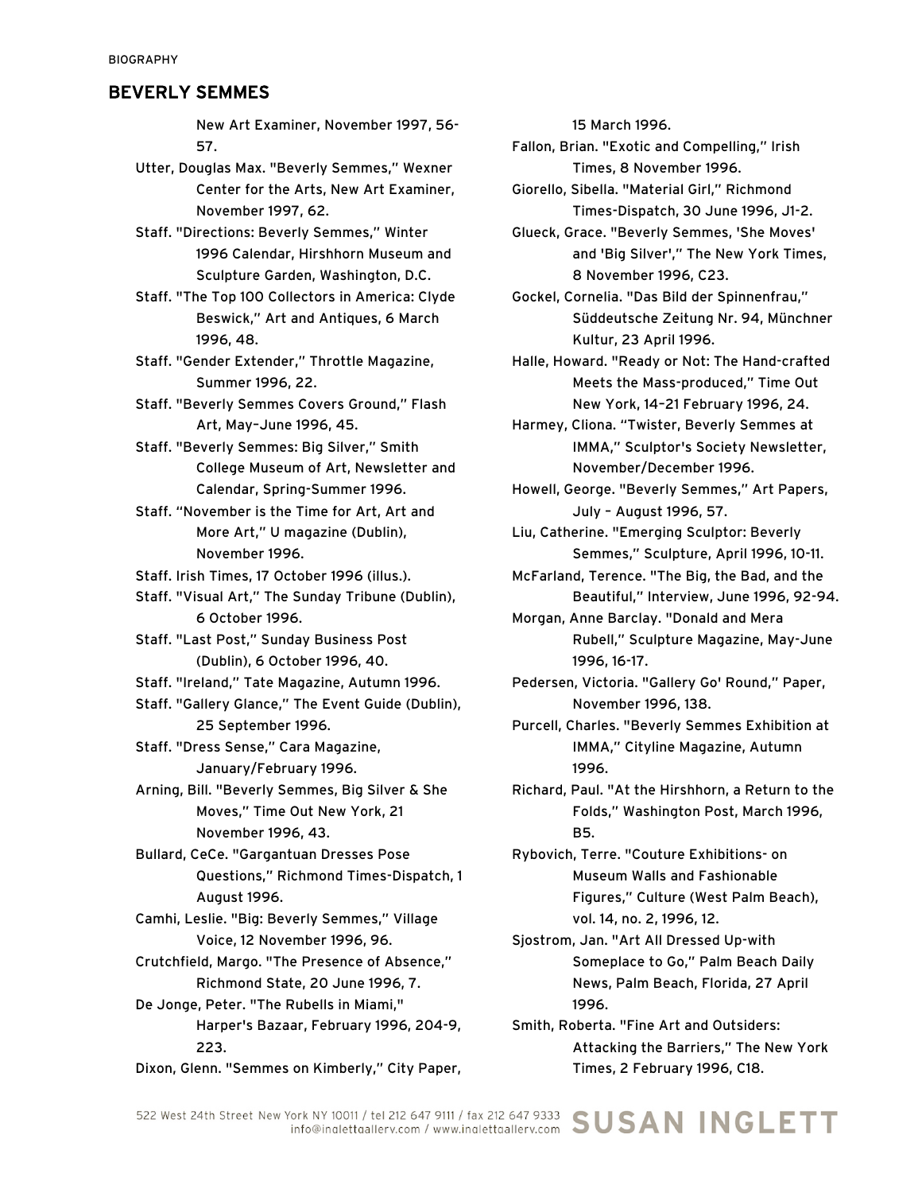BIOGRAPHY

# BEVERLY SEMMES

New Art Examiner, November 1997, 56-57.

Utter, Douglas Max. "Beverly Semmes," Wexner Center for the Arts, New Art Examiner, November 1997, 62.

Staff. "Directions: Beverly Semmes," Winter 1996 Calendar, Hirshhorn Museum and Sculpture Garden, Washington, D.C.

Staff. "The Top 100 Collectors in America: Clyde Beswick," Art and Antiques, 6 March 1996, 48.

Staff. "Gender Extender," Throttle Magazine, Summer 1996, 22.

Staff. "Beverly Semmes Covers Ground," Flash Art, May–June 1996, 45.

Staff. "Beverly Semmes: Big Silver," Smith College Museum of Art, Newsletter and Calendar, Spring-Summer 1996.

Staff. "November is the Time for Art, Art and More Art," U magazine (Dublin), November 1996.

Staff. Irish Times, 17 October 1996 (illus.).

Staff. "Visual Art," The Sunday Tribune (Dublin), 6 October 1996.

Staff. "Last Post," Sunday Business Post (Dublin), 6 October 1996, 40.

Staff. "Ireland," Tate Magazine, Autumn 1996.

Staff. "Gallery Glance," The Event Guide (Dublin), 25 September 1996.

Staff. "Dress Sense," Cara Magazine, January/February 1996.

Arning, Bill. "Beverly Semmes, Big Silver & She Moves," Time Out New York, 21 November 1996, 43.

Bullard, CeCe. "Gargantuan Dresses Pose Questions," Richmond Times-Dispatch, 1 August 1996.

Camhi, Leslie. "Big: Beverly Semmes," Village Voice, 12 November 1996, 96.

Crutchfield, Margo. "The Presence of Absence," Richmond State, 20 June 1996, 7.

De Jonge, Peter. "The Rubells in Miami," Harper's Bazaar, February 1996, 204-9, 223.

Dixon, Glenn. "Semmes on Kimberly," City Paper, 15 March 1996.

Fallon, Brian. "Exotic and Compelling," Irish Times, 8 November 1996.

Giorello, Sibella. "Material Girl," Richmond Times-Dispatch, 30 June 1996, J1-2.

Glueck, Grace. "Beverly Semmes, 'She Moves' and 'Big Silver'," The New York Times, 8 November 1996, C23.

Gockel, Cornelia. "Das Bild der Spinnenfrau," Süddeutsche Zeitung Nr. 94, Münchner Kultur, 23 April 1996.

Halle, Howard. "Ready or Not: The Hand-crafted Meets the Mass-produced," Time Out New York, 14–21 February 1996, 24.

Harmey, Cliona. "Twister, Beverly Semmes at IMMA," Sculptor's Society Newsletter, November/December 1996.

Howell, George. "Beverly Semmes," Art Papers, July – August 1996, 57.

Liu, Catherine. "Emerging Sculptor: Beverly Semmes," Sculpture, April 1996, 10-11.

McFarland, Terence. "The Big, the Bad, and the Beautiful," Interview, June 1996, 92-94.

Morgan, Anne Barclay. "Donald and Mera Rubell," Sculpture Magazine, May-June 1996, 16-17.

Pedersen, Victoria. "Gallery Go' Round," Paper, November 1996, 138.

Purcell, Charles. "Beverly Semmes Exhibition at IMMA," Cityline Magazine, Autumn 1996.

Richard, Paul. "At the Hirshhorn, a Return to the Folds," Washington Post, March 1996, B5.

Rybovich, Terre. "Couture Exhibitions- on Museum Walls and Fashionable Figures," Culture (West Palm Beach), vol. 14, no. 2, 1996, 12.

Sjostrom, Jan. "Art All Dressed Up-with Someplace to Go," Palm Beach Daily News, Palm Beach, Florida, 27 April 1996.

Smith, Roberta. "Fine Art and Outsiders: Attacking the Barriers," The New York Times, 2 February 1996, C18.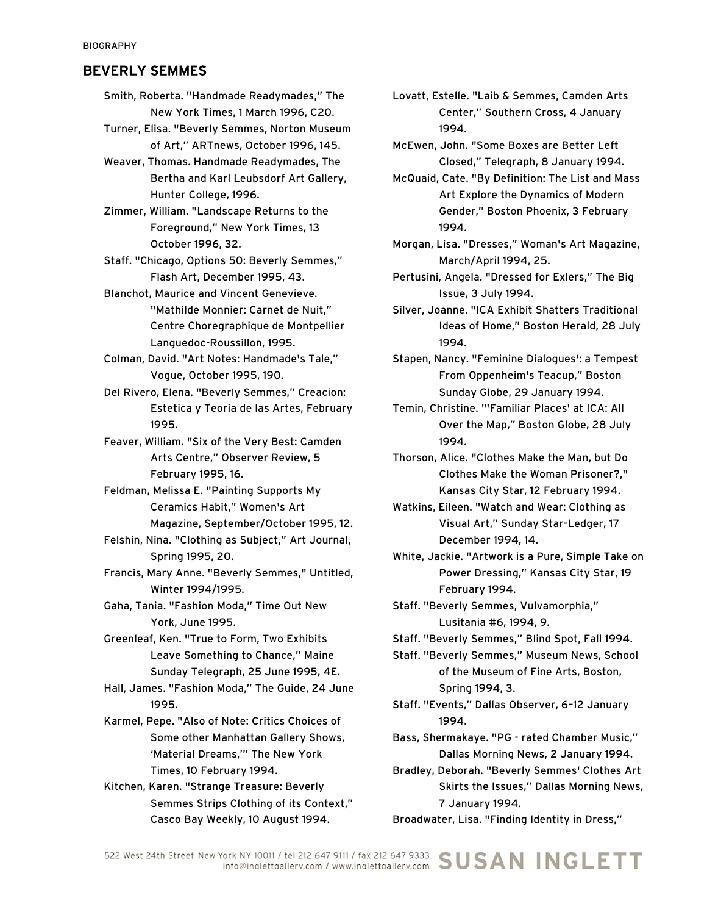BIOGRAPHY

## BEVERLY SEMMES

Smith, Roberta. "Handmade Readymades," The New York Times, 1 March 1996, C20.

Turner, Elisa. "Beverly Semmes, Norton Museum of Art," ARTnews, October 1996, 145.

Weaver, Thomas. Handmade Readymades, The Bertha and Karl Leubsdorf Art Gallery, Hunter College, 1996.

Zimmer, William. "Landscape Returns to the Foreground," New York Times, 13 October 1996, 32.

Staff. "Chicago, Options 50: Beverly Semmes," Flash Art, December 1995, 43.

Blanchot, Maurice and Vincent Genevieve. "Mathilde Monnier: Carnet de Nuit," Centre Choregraphique de Montpellier Languedoc-Roussillon, 1995.

Colman, David. "Art Notes: Handmade's Tale," Vogue, October 1995, 190.

Del Rivero, Elena. "Beverly Semmes," Creacion: Estetica y Teoria de las Artes, February 1995.

Feaver, William. "Six of the Very Best: Camden Arts Centre," Observer Review, 5 February 1995, 16.

Feldman, Melissa E. "Painting Supports My Ceramics Habit," Women's Art Magazine, September/October 1995, 12.

Felshin, Nina. "Clothing as Subject," Art Journal, Spring 1995, 20.

Francis, Mary Anne. "Beverly Semmes," Untitled, Winter 1994/1995.

Gaha, Tania. "Fashion Moda," Time Out New York, June 1995.

Greenleaf, Ken. "True to Form, Two Exhibits Leave Something to Chance," Maine Sunday Telegraph, 25 June 1995, 4E.

Hall, James. "Fashion Moda," The Guide, 24 June 1995.

Karmel, Pepe. "Also of Note: Critics Choices of Some other Manhattan Gallery Shows, 'Material Dreams,'" The New York Times, 10 February 1994.

Kitchen, Karen. "Strange Treasure: Beverly Semmes Strips Clothing of its Context," Casco Bay Weekly, 10 August 1994.

Lovatt, Estelle. "Laib & Semmes, Camden Arts Center," Southern Cross, 4 January 1994.

McEwen, John. "Some Boxes are Better Left Closed," Telegraph, 8 January 1994.

McQuaid, Cate. "By Definition: The List and Mass Art Explore the Dynamics of Modern Gender," Boston Phoenix, 3 February 1994.

Morgan, Lisa. "Dresses," Woman's Art Magazine, March/April 1994, 25.

Pertusini, Angela. "Dressed for Exlers," The Big Issue, 3 July 1994.

Silver, Joanne. "ICA Exhibit Shatters Traditional Ideas of Home," Boston Herald, 28 July 1994.

Stapen, Nancy. "Feminine Dialogues': a Tempest From Oppenheim's Teacup," Boston Sunday Globe, 29 January 1994.

Temin, Christine. "'Familiar Places' at ICA: All Over the Map," Boston Globe, 28 July 1994.

Thorson, Alice. "Clothes Make the Man, but Do Clothes Make the Woman Prisoner?," Kansas City Star, 12 February 1994.

Watkins, Eileen. "Watch and Wear: Clothing as Visual Art," Sunday Star-Ledger, 17 December 1994, 14.

White, Jackie. "Artwork is a Pure, Simple Take on Power Dressing," Kansas City Star, 19 February 1994.

Staff. "Beverly Semmes, Vulvamorphia," Lusitania #6, 1994, 9.

Staff. "Beverly Semmes," Blind Spot, Fall 1994.

Staff. "Beverly Semmes," Museum News, School of the Museum of Fine Arts, Boston, Spring 1994, 3.

Staff. "Events," Dallas Observer, 6–12 January 1994.

Bass, Shermakaye. "PG - rated Chamber Music," Dallas Morning News, 2 January 1994.

Bradley, Deborah. "Beverly Semmes' Clothes Art Skirts the Issues," Dallas Morning News, 7 January 1994.

Broadwater, Lisa. "Finding Identity in Dress,"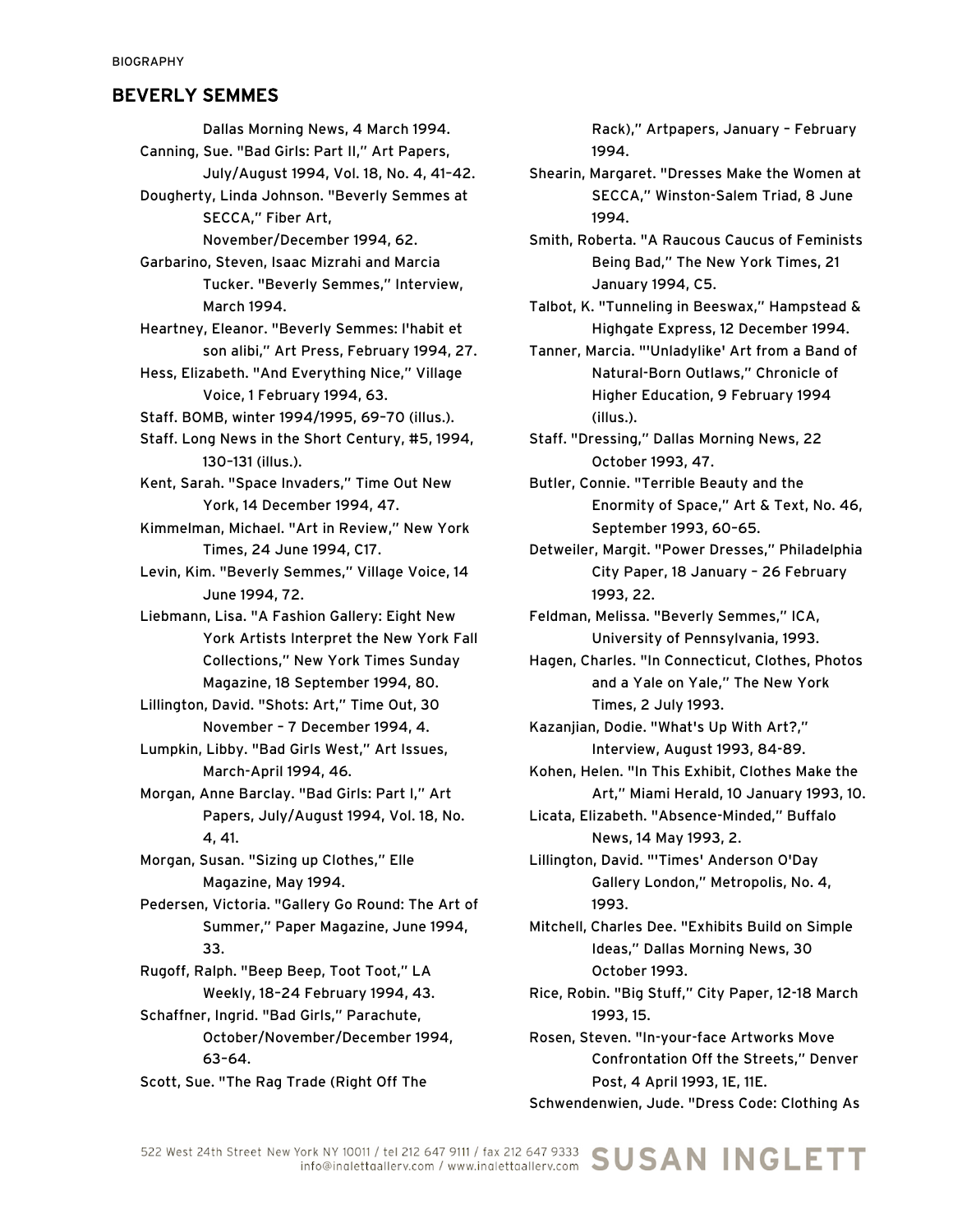Dallas Morning News, 4 March 1994.

Canning, Sue. "Bad Girls: Part II," Art Papers, July/August 1994, Vol. 18, No. 4, 41–42.

Dougherty, Linda Johnson. "Beverly Semmes at SECCA," Fiber Art, November/December 1994, 62.

Garbarino, Steven, Isaac Mizrahi and Marcia Tucker. "Beverly Semmes," Interview, March 1994.

Heartney, Eleanor. "Beverly Semmes: l'habit et son alibi," Art Press, February 1994, 27.

Hess, Elizabeth. "And Everything Nice," Village Voice, 1 February 1994, 63.

Staff. BOMB, winter 1994/1995, 69–70 (illus.).

Staff. Long News in the Short Century, #5, 1994, 130–131 (illus.).

Kent, Sarah. "Space Invaders," Time Out New York, 14 December 1994, 47.

Kimmelman, Michael. "Art in Review," New York Times, 24 June 1994, C17.

Levin, Kim. "Beverly Semmes," Village Voice, 14 June 1994, 72.

Liebmann, Lisa. "A Fashion Gallery: Eight New York Artists Interpret the New York Fall Collections," New York Times Sunday Magazine, 18 September 1994, 80.

Lillington, David. "Shots: Art," Time Out, 30 November – 7 December 1994, 4.

Lumpkin, Libby. "Bad Girls West," Art Issues, March-April 1994, 46.

Morgan, Anne Barclay. "Bad Girls: Part I," Art Papers, July/August 1994, Vol. 18, No. 4, 41.

Morgan, Susan. "Sizing up Clothes," Elle Magazine, May 1994.

Pedersen, Victoria. "Gallery Go Round: The Art of Summer," Paper Magazine, June 1994, 33.

Rugoff, Ralph. "Beep Beep, Toot Toot," LA Weekly, 18–24 February 1994, 43.

Schaffner, Ingrid. "Bad Girls," Parachute, October/November/December 1994, 63–64.

Scott, Sue. "The Rag Trade (Right Off The Rack)," Artpapers, January – February 1994.

Shearin, Margaret. "Dresses Make the Women at SECCA," Winston-Salem Triad, 8 June 1994.

Smith, Roberta. "A Raucous Caucus of Feminists Being Bad," The New York Times, 21 January 1994, C5.

Talbot, K. "Tunneling in Beeswax," Hampstead & Highgate Express, 12 December 1994.

Tanner, Marcia. "'Unladylike' Art from a Band of Natural-Born Outlaws," Chronicle of Higher Education, 9 February 1994 (illus.).

Staff. "Dressing," Dallas Morning News, 22 October 1993, 47.

Butler, Connie. "Terrible Beauty and the Enormity of Space," Art & Text, No. 46, September 1993, 60–65.

Detweiler, Margit. "Power Dresses," Philadelphia City Paper, 18 January – 26 February 1993, 22.

Feldman, Melissa. "Beverly Semmes," ICA, University of Pennsylvania, 1993.

Hagen, Charles. "In Connecticut, Clothes, Photos and a Yale on Yale," The New York Times, 2 July 1993.

Kazanjian, Dodie. "What's Up With Art?," Interview, August 1993, 84-89.

Kohen, Helen. "In This Exhibit, Clothes Make the Art," Miami Herald, 10 January 1993, 10.

Licata, Elizabeth. "Absence-Minded," Buffalo News, 14 May 1993, 2.

Lillington, David. "'Times' Anderson O'Day Gallery London," Metropolis, No. 4, 1993.

Mitchell, Charles Dee. "Exhibits Build on Simple Ideas," Dallas Morning News, 30 October 1993.

Rice, Robin. "Big Stuff," City Paper, 12-18 March 1993, 15.

Rosen, Steven. "In-your-face Artworks Move Confrontation Off the Streets," Denver Post, 4 April 1993, 1E, 11E.

Schwendenwien, Jude. "Dress Code: Clothing As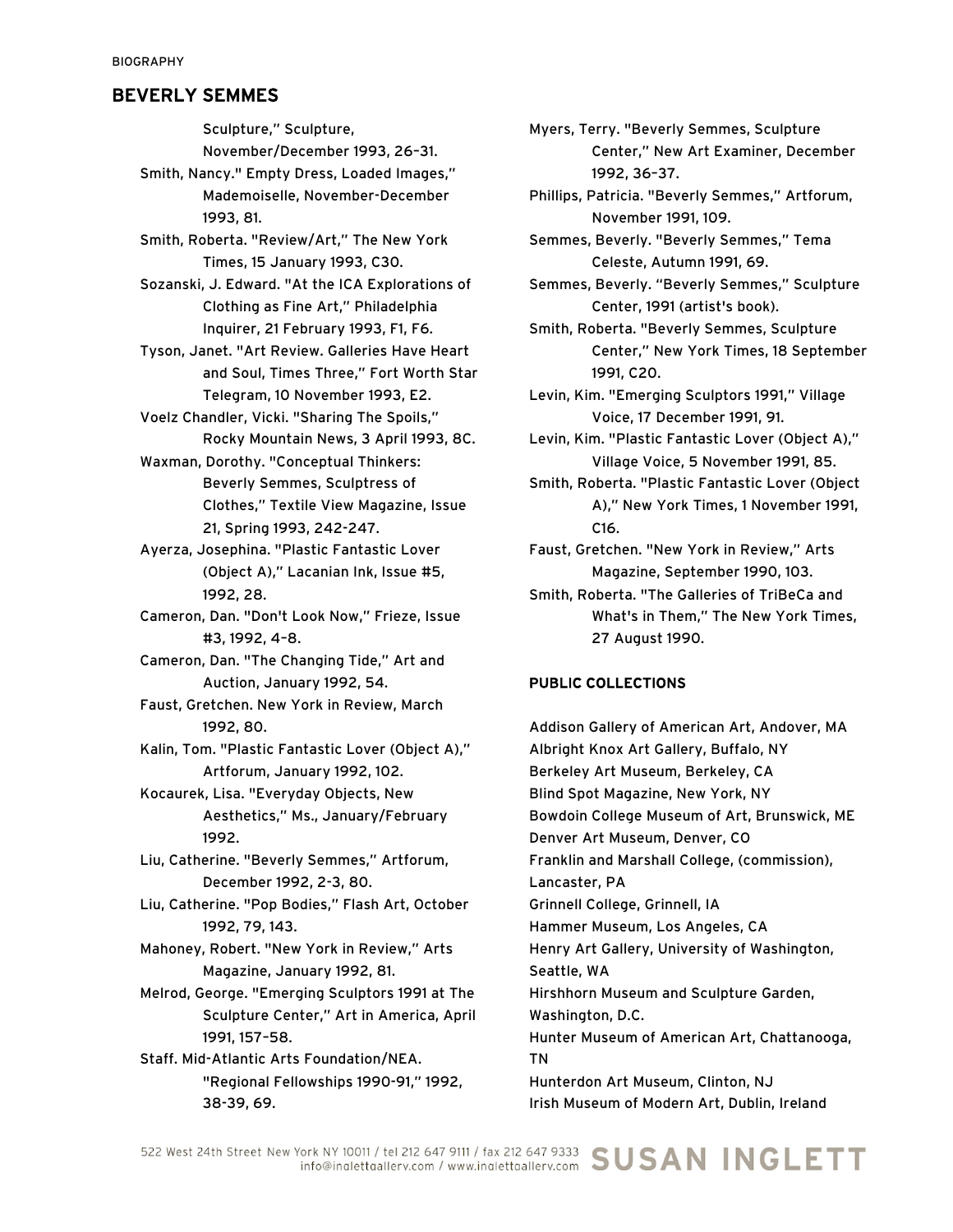Sculpture," Sculpture, November/December 1993, 26–31.

Smith, Nancy." Empty Dress, Loaded Images," Mademoiselle, November-December 1993, 81.

Smith, Roberta. "Review/Art," The New York Times, 15 January 1993, C30.

Sozanski, J. Edward. "At the ICA Explorations of Clothing as Fine Art," Philadelphia Inquirer, 21 February 1993, F1, F6.

Tyson, Janet. "Art Review. Galleries Have Heart and Soul, Times Three," Fort Worth Star Telegram, 10 November 1993, E2.

Voelz Chandler, Vicki. "Sharing The Spoils," Rocky Mountain News, 3 April 1993, 8C.

Waxman, Dorothy. "Conceptual Thinkers: Beverly Semmes, Sculptress of Clothes," Textile View Magazine, Issue 21, Spring 1993, 242-247.

Ayerza, Josephina. "Plastic Fantastic Lover (Object A)," Lacanian Ink, Issue #5, 1992, 28.

Cameron, Dan. "Don't Look Now," Frieze, Issue #3, 1992, 4–8.

Cameron, Dan. "The Changing Tide," Art and Auction, January 1992, 54.

Faust, Gretchen. New York in Review, March 1992, 80.

Kalin, Tom. "Plastic Fantastic Lover (Object A)," Artforum, January 1992, 102.

Kocaurek, Lisa. "Everyday Objects, New Aesthetics," Ms., January/February 1992.

Liu, Catherine. "Beverly Semmes," Artforum, December 1992, 2-3, 80.

Liu, Catherine. "Pop Bodies," Flash Art, October 1992, 79, 143.

Mahoney, Robert. "New York in Review," Arts Magazine, January 1992, 81.

Melrod, George. "Emerging Sculptors 1991 at The Sculpture Center," Art in America, April 1991, 157–58.

Staff. Mid-Atlantic Arts Foundation/NEA. "Regional Fellowships 1990-91," 1992, 38-39, 69.

Myers, Terry. "Beverly Semmes, Sculpture Center," New Art Examiner, December 1992, 36–37.

Phillips, Patricia. "Beverly Semmes," Artforum, November 1991, 109.

Semmes, Beverly. "Beverly Semmes," Tema Celeste, Autumn 1991, 69.

Semmes, Beverly. "Beverly Semmes," Sculpture Center, 1991 (artist's book).

Smith, Roberta. "Beverly Semmes, Sculpture Center," New York Times, 18 September 1991, C20.

Levin, Kim. "Emerging Sculptors 1991," Village Voice, 17 December 1991, 91.

Levin, Kim. "Plastic Fantastic Lover (Object A)," Village Voice, 5 November 1991, 85.

Smith, Roberta. "Plastic Fantastic Lover (Object A)," New York Times, 1 November 1991, C16.

Faust, Gretchen. "New York in Review," Arts Magazine, September 1990, 103.

Smith, Roberta. "The Galleries of TriBeCa and What's in Them," The New York Times, 27 August 1990.

**PUBLIC COLLECTIONS**

Addison Gallery of American Art, Andover, MA
Albright Knox Art Gallery, Buffalo, NY
Berkeley Art Museum, Berkeley, CA
Blind Spot Magazine, New York, NY
Bowdoin College Museum of Art, Brunswick, ME
Denver Art Museum, Denver, CO
Franklin and Marshall College, (commission), Lancaster, PA
Grinnell College, Grinnell, IA
Hammer Museum, Los Angeles, CA
Henry Art Gallery, University of Washington, Seattle, WA
Hirshhorn Museum and Sculpture Garden, Washington, D.C.
Hunter Museum of American Art, Chattanooga, TN
Hunterdon Art Museum, Clinton, NJ
Irish Museum of Modern Art, Dublin, Ireland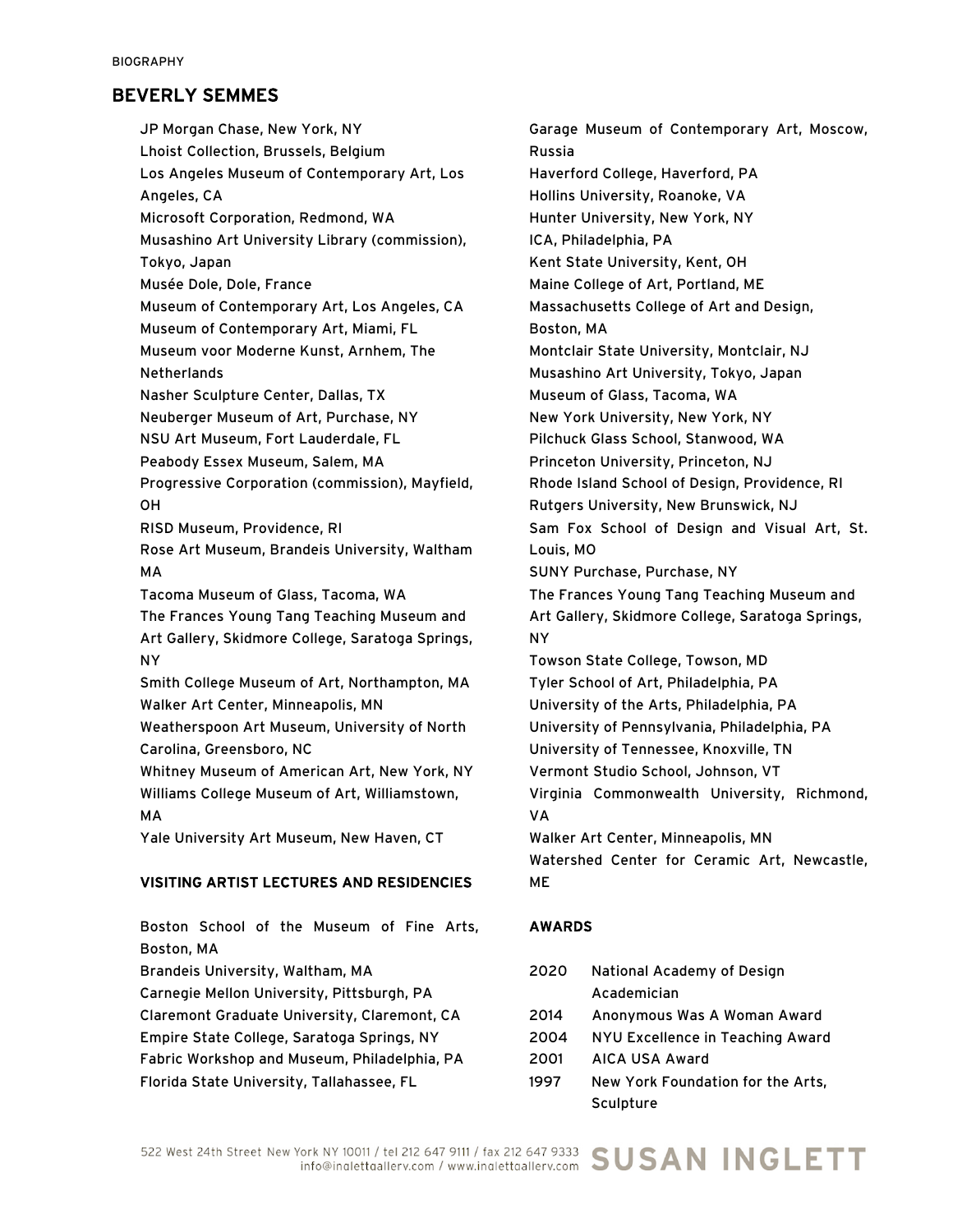## BEVERLY SEMMES

JP Morgan Chase, New York, NY
Lhoist Collection, Brussels, Belgium
Los Angeles Museum of Contemporary Art, Los Angeles, CA
Microsoft Corporation, Redmond, WA
Musashino Art University Library (commission), Tokyo, Japan
Musée Dole, Dole, France
Museum of Contemporary Art, Los Angeles, CA
Museum of Contemporary Art, Miami, FL
Museum voor Moderne Kunst, Arnhem, The Netherlands
Nasher Sculpture Center, Dallas, TX
Neuberger Museum of Art, Purchase, NY
NSU Art Museum, Fort Lauderdale, FL
Peabody Essex Museum, Salem, MA
Progressive Corporation (commission), Mayfield, OH
RISD Museum, Providence, RI
Rose Art Museum, Brandeis University, Waltham MA
Tacoma Museum of Glass, Tacoma, WA
The Frances Young Tang Teaching Museum and Art Gallery, Skidmore College, Saratoga Springs, NY
Smith College Museum of Art, Northampton, MA
Walker Art Center, Minneapolis, MN
Weatherspoon Art Museum, University of North Carolina, Greensboro, NC
Whitney Museum of American Art, New York, NY
Williams College Museum of Art, Williamstown, MA
Yale University Art Museum, New Haven, CT

### VISITING ARTIST LECTURES AND RESIDENCIES

Boston School of the Museum of Fine Arts, Boston, MA
Brandeis University, Waltham, MA
Carnegie Mellon University, Pittsburgh, PA
Claremont Graduate University, Claremont, CA
Empire State College, Saratoga Springs, NY
Fabric Workshop and Museum, Philadelphia, PA
Florida State University, Tallahassee, FL
Garage Museum of Contemporary Art, Moscow, Russia
Haverford College, Haverford, PA
Hollins University, Roanoke, VA
Hunter University, New York, NY
ICA, Philadelphia, PA
Kent State University, Kent, OH
Maine College of Art, Portland, ME
Massachusetts College of Art and Design, Boston, MA
Montclair State University, Montclair, NJ
Musashino Art University, Tokyo, Japan
Museum of Glass, Tacoma, WA
New York University, New York, NY
Pilchuck Glass School, Stanwood, WA
Princeton University, Princeton, NJ
Rhode Island School of Design, Providence, RI
Rutgers University, New Brunswick, NJ
Sam Fox School of Design and Visual Art, St. Louis, MO
SUNY Purchase, Purchase, NY
The Frances Young Tang Teaching Museum and Art Gallery, Skidmore College, Saratoga Springs, NY
Towson State College, Towson, MD
Tyler School of Art, Philadelphia, PA
University of the Arts, Philadelphia, PA
University of Pennsylvania, Philadelphia, PA
University of Tennessee, Knoxville, TN
Vermont Studio School, Johnson, VT
Virginia Commonwealth University, Richmond, VA
Walker Art Center, Minneapolis, MN
Watershed Center for Ceramic Art, Newcastle, ME

### AWARDS

2020 National Academy of Design Academician
2014 Anonymous Was A Woman Award
2004 NYU Excellence in Teaching Award
2001 AICA USA Award
1997 New York Foundation for the Arts, Sculpture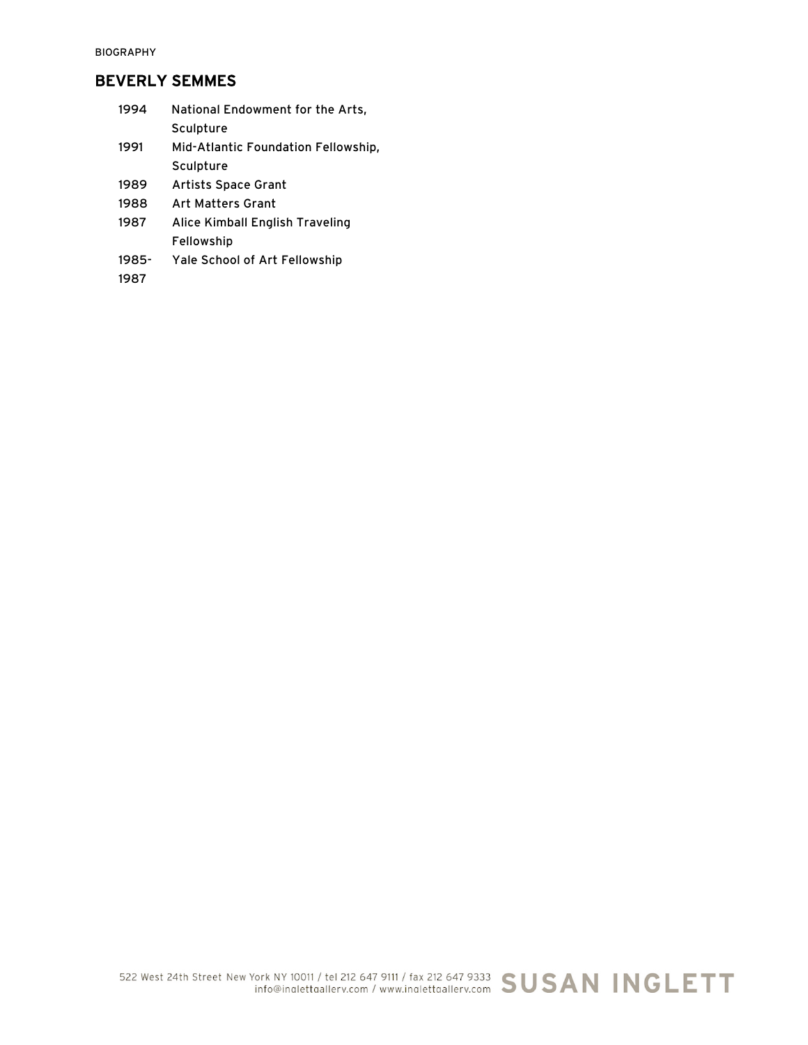## BEVERLY SEMMES

| | |
|---|---|
| 1994 | National Endowment for the Arts, Sculpture |
| 1991 | Mid-Atlantic Foundation Fellowship, Sculpture |
| 1989 | Artists Space Grant |
| 1988 | Art Matters Grant |
| 1987 | Alice Kimball English Traveling Fellowship |
| 1985-1987 | Yale School of Art Fellowship |